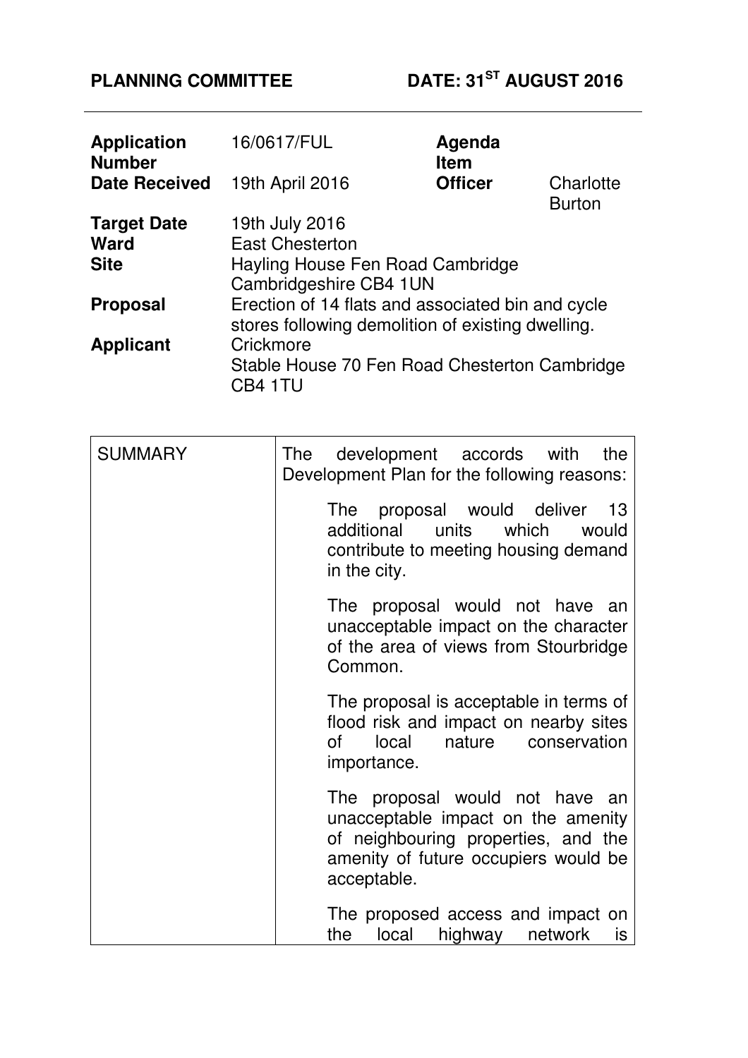**PLANNING COMMITTEE** **DATE: 31ST AUGUST 2016**

---

| | | | |
|---|---|---|---|
| **Application Number** | 16/0617/FUL | **Agenda Item** | |
| **Date Received** | 19th April 2016 | **Officer** | Charlotte Burton |
| **Target Date** | 19th July 2016 | | |
| **Ward** | East Chesterton | | |
| **Site** | Hayling House Fen Road Cambridge Cambridgeshire CB4 1UN | | |
| **Proposal** | Erection of 14 flats and associated bin and cycle stores following demolition of existing dwelling. | | |
| **Applicant** | Crickmore<br>Stable House 70 Fen Road Chesterton Cambridge CB4 1TU | | |

| | |
|---|---|
| SUMMARY | The development accords with the Development Plan for the following reasons:<br><br>The proposal would deliver 13 additional units which would contribute to meeting housing demand in the city.<br><br>The proposal would not have an unacceptable impact on the character of the area of views from Stourbridge Common.<br><br>The proposal is acceptable in terms of flood risk and impact on nearby sites of local nature conservation importance.<br><br>The proposal would not have an unacceptable impact on the amenity of neighbouring properties, and the amenity of future occupiers would be acceptable.<br><br>The proposed access and impact on the local highway network is |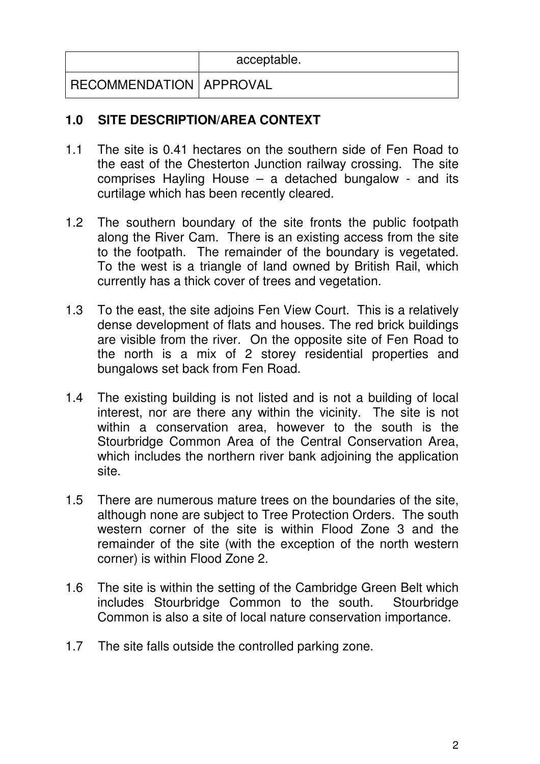|  | acceptable. |
|---|---|
| RECOMMENDATION | APPROVAL |

## 1.0 SITE DESCRIPTION/AREA CONTEXT

1.1 The site is 0.41 hectares on the southern side of Fen Road to the east of the Chesterton Junction railway crossing. The site comprises Hayling House – a detached bungalow - and its curtilage which has been recently cleared.

1.2 The southern boundary of the site fronts the public footpath along the River Cam. There is an existing access from the site to the footpath. The remainder of the boundary is vegetated. To the west is a triangle of land owned by British Rail, which currently has a thick cover of trees and vegetation.

1.3 To the east, the site adjoins Fen View Court. This is a relatively dense development of flats and houses. The red brick buildings are visible from the river. On the opposite site of Fen Road to the north is a mix of 2 storey residential properties and bungalows set back from Fen Road.

1.4 The existing building is not listed and is not a building of local interest, nor are there any within the vicinity. The site is not within a conservation area, however to the south is the Stourbridge Common Area of the Central Conservation Area, which includes the northern river bank adjoining the application site.

1.5 There are numerous mature trees on the boundaries of the site, although none are subject to Tree Protection Orders. The south western corner of the site is within Flood Zone 3 and the remainder of the site (with the exception of the north western corner) is within Flood Zone 2.

1.6 The site is within the setting of the Cambridge Green Belt which includes Stourbridge Common to the south. Stourbridge Common is also a site of local nature conservation importance.

1.7 The site falls outside the controlled parking zone.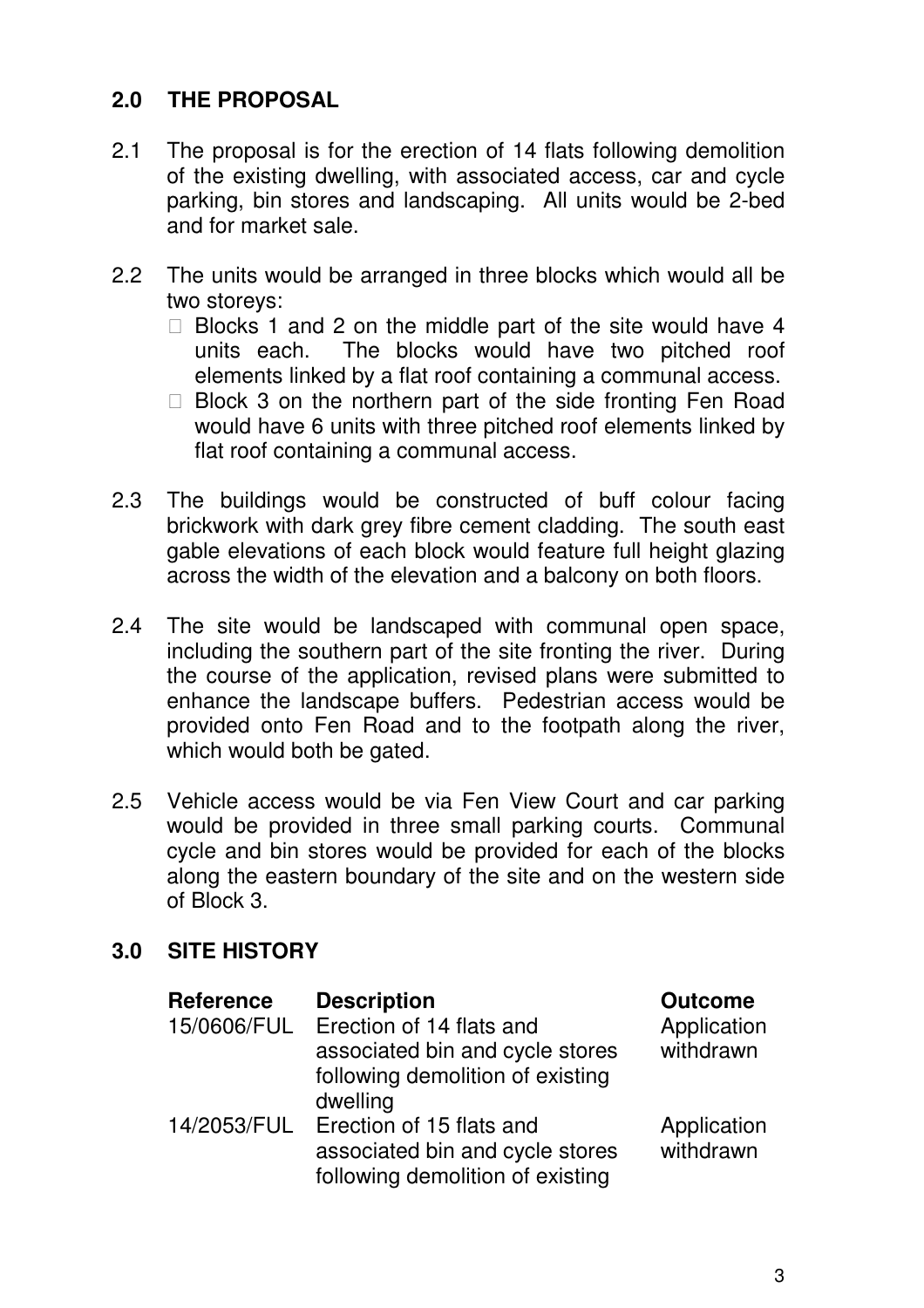## 2.0 THE PROPOSAL

2.1 The proposal is for the erection of 14 flats following demolition of the existing dwelling, with associated access, car and cycle parking, bin stores and landscaping. All units would be 2-bed and for market sale.

2.2 The units would be arranged in three blocks which would all be two storeys:

- Blocks 1 and 2 on the middle part of the site would have 4 units each. The blocks would have two pitched roof elements linked by a flat roof containing a communal access.
- Block 3 on the northern part of the side fronting Fen Road would have 6 units with three pitched roof elements linked by flat roof containing a communal access.

2.3 The buildings would be constructed of buff colour facing brickwork with dark grey fibre cement cladding. The south east gable elevations of each block would feature full height glazing across the width of the elevation and a balcony on both floors.

2.4 The site would be landscaped with communal open space, including the southern part of the site fronting the river. During the course of the application, revised plans were submitted to enhance the landscape buffers. Pedestrian access would be provided onto Fen Road and to the footpath along the river, which would both be gated.

2.5 Vehicle access would be via Fen View Court and car parking would be provided in three small parking courts. Communal cycle and bin stores would be provided for each of the blocks along the eastern boundary of the site and on the western side of Block 3.

## 3.0 SITE HISTORY

| Reference | Description | Outcome |
|---|---|---|
| 15/0606/FUL | Erection of 14 flats and associated bin and cycle stores following demolition of existing dwelling | Application withdrawn |
| 14/2053/FUL | Erection of 15 flats and associated bin and cycle stores following demolition of existing | Application withdrawn |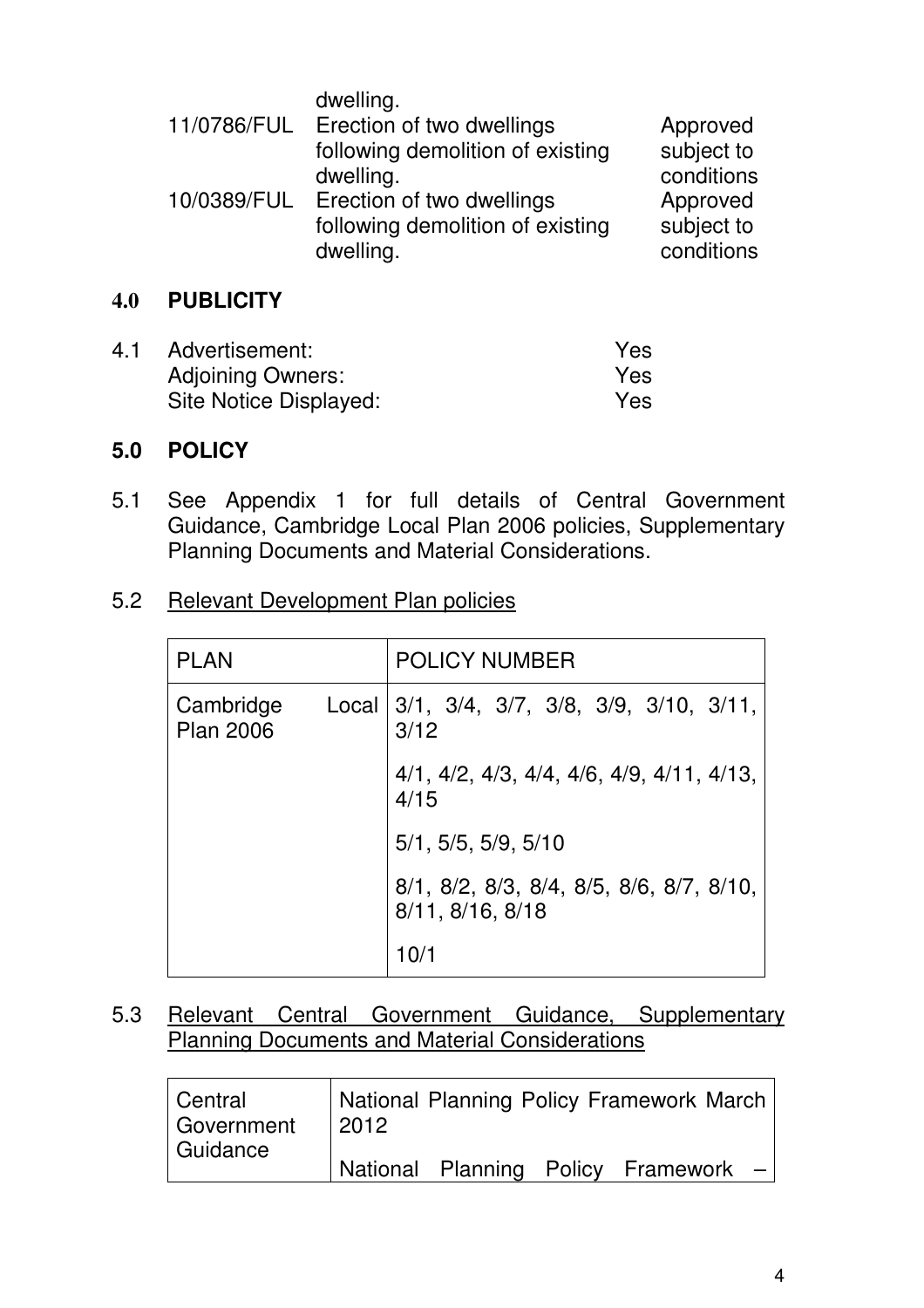| | | |
|---|---|---|
| | dwelling. | |
| 11/0786/FUL | Erection of two dwellings following demolition of existing dwelling. | Approved subject to conditions |
| 10/0389/FUL | Erection of two dwellings following demolition of existing dwelling. | Approved subject to conditions |

## 4.0 PUBLICITY

4.1 Advertisement: Yes
Adjoining Owners: Yes
Site Notice Displayed: Yes

## 5.0 POLICY

5.1 See Appendix 1 for full details of Central Government Guidance, Cambridge Local Plan 2006 policies, Supplementary Planning Documents and Material Considerations.

5.2 Relevant Development Plan policies

| PLAN | POLICY NUMBER |
|---|---|
| Cambridge Local Plan 2006 | 3/1, 3/4, 3/7, 3/8, 3/9, 3/10, 3/11, 3/12 |
| | 4/1, 4/2, 4/3, 4/4, 4/6, 4/9, 4/11, 4/13, 4/15 |
| | 5/1, 5/5, 5/9, 5/10 |
| | 8/1, 8/2, 8/3, 8/4, 8/5, 8/6, 8/7, 8/10, 8/11, 8/16, 8/18 |
| | 10/1 |

5.3 Relevant Central Government Guidance, Supplementary Planning Documents and Material Considerations

| | |
|---|---|
| Central Government Guidance | National Planning Policy Framework March 2012 |
| | National Planning Policy Framework – |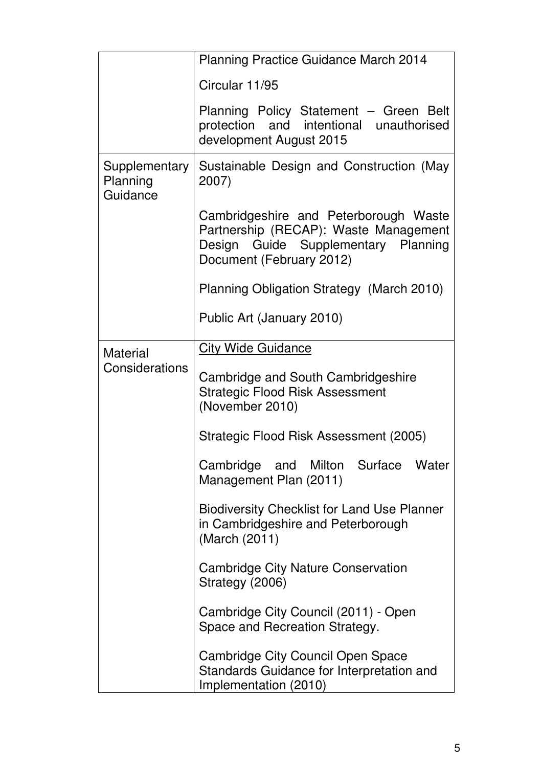| | |
|---|---|
| | Planning Practice Guidance March 2014<br><br>Circular 11/95<br><br>Planning Policy Statement – Green Belt protection and intentional unauthorised development August 2015 |
| Supplementary Planning Guidance | Sustainable Design and Construction (May 2007)<br><br>Cambridgeshire and Peterborough Waste Partnership (RECAP): Waste Management Design Guide Supplementary Planning Document (February 2012)<br><br>Planning Obligation Strategy (March 2010)<br><br>Public Art (January 2010) |
| Material Considerations | <u>City Wide Guidance</u><br><br>Cambridge and South Cambridgeshire Strategic Flood Risk Assessment (November 2010)<br><br>Strategic Flood Risk Assessment (2005)<br><br>Cambridge and Milton Surface Water Management Plan (2011)<br><br>Biodiversity Checklist for Land Use Planner in Cambridgeshire and Peterborough (March (2011)<br><br>Cambridge City Nature Conservation Strategy (2006)<br><br>Cambridge City Council (2011) - Open Space and Recreation Strategy.<br><br>Cambridge City Council Open Space Standards Guidance for Interpretation and Implementation (2010) |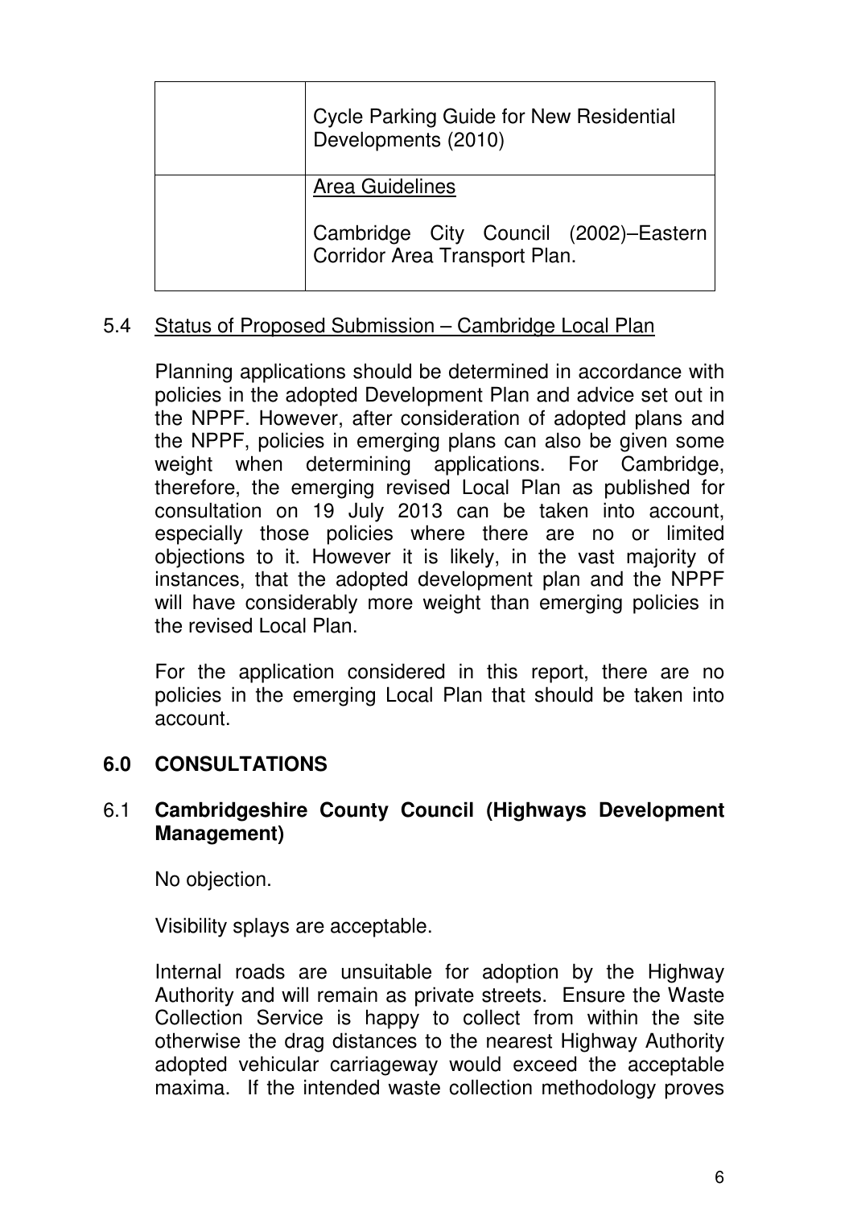| | |
|---|---|
| | Cycle Parking Guide for New Residential Developments (2010) |
| | <u>Area Guidelines</u><br><br>Cambridge City Council (2002)–Eastern Corridor Area Transport Plan. |

5.4 <u>Status of Proposed Submission – Cambridge Local Plan</u>

Planning applications should be determined in accordance with policies in the adopted Development Plan and advice set out in the NPPF. However, after consideration of adopted plans and the NPPF, policies in emerging plans can also be given some weight when determining applications. For Cambridge, therefore, the emerging revised Local Plan as published for consultation on 19 July 2013 can be taken into account, especially those policies where there are no or limited objections to it. However it is likely, in the vast majority of instances, that the adopted development plan and the NPPF will have considerably more weight than emerging policies in the revised Local Plan.

For the application considered in this report, there are no policies in the emerging Local Plan that should be taken into account.

## 6.0 CONSULTATIONS

### 6.1 Cambridgeshire County Council (Highways Development Management)

No objection.

Visibility splays are acceptable.

Internal roads are unsuitable for adoption by the Highway Authority and will remain as private streets. Ensure the Waste Collection Service is happy to collect from within the site otherwise the drag distances to the nearest Highway Authority adopted vehicular carriageway would exceed the acceptable maxima. If the intended waste collection methodology proves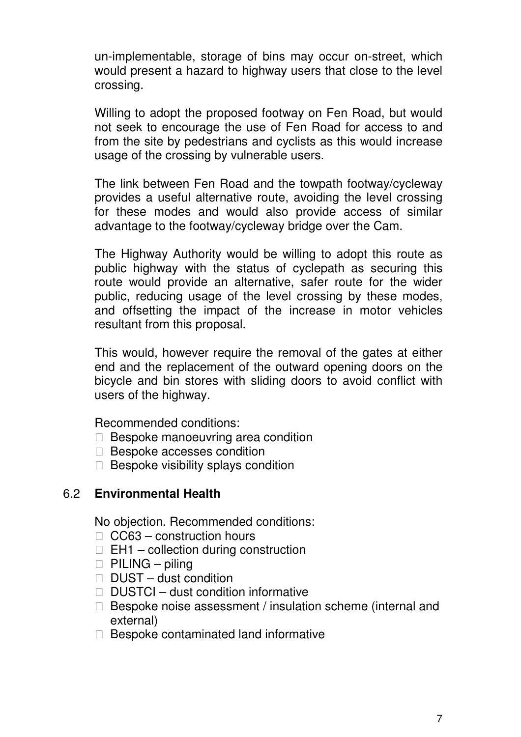un-implementable, storage of bins may occur on-street, which would present a hazard to highway users that close to the level crossing.

Willing to adopt the proposed footway on Fen Road, but would not seek to encourage the use of Fen Road for access to and from the site by pedestrians and cyclists as this would increase usage of the crossing by vulnerable users.

The link between Fen Road and the towpath footway/cycleway provides a useful alternative route, avoiding the level crossing for these modes and would also provide access of similar advantage to the footway/cycleway bridge over the Cam.

The Highway Authority would be willing to adopt this route as public highway with the status of cyclepath as securing this route would provide an alternative, safer route for the wider public, reducing usage of the level crossing by these modes, and offsetting the impact of the increase in motor vehicles resultant from this proposal.

This would, however require the removal of the gates at either end and the replacement of the outward opening doors on the bicycle and bin stores with sliding doors to avoid conflict with users of the highway.

Recommended conditions:

- Bespoke manoeuvring area condition
- Bespoke accesses condition
- Bespoke visibility splays condition

## 6.2 **Environmental Health**

No objection. Recommended conditions:

- CC63 – construction hours
- EH1 – collection during construction
- PILING – piling
- DUST – dust condition
- DUSTCI – dust condition informative
- Bespoke noise assessment / insulation scheme (internal and external)
- Bespoke contaminated land informative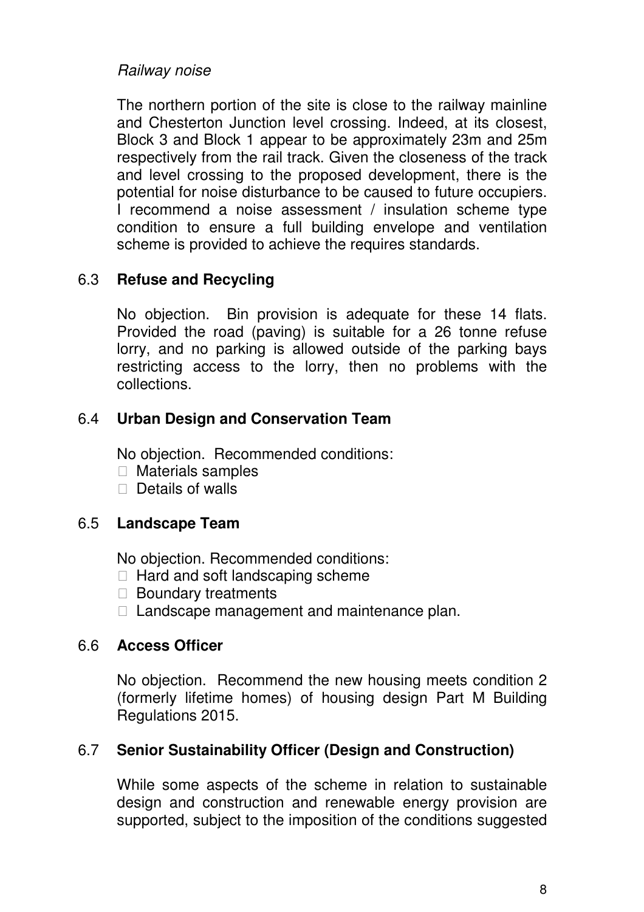*Railway noise*

The northern portion of the site is close to the railway mainline and Chesterton Junction level crossing. Indeed, at its closest, Block 3 and Block 1 appear to be approximately 23m and 25m respectively from the rail track. Given the closeness of the track and level crossing to the proposed development, there is the potential for noise disturbance to be caused to future occupiers. I recommend a noise assessment / insulation scheme type condition to ensure a full building envelope and ventilation scheme is provided to achieve the requires standards.

6.3 **Refuse and Recycling**

No objection. Bin provision is adequate for these 14 flats. Provided the road (paving) is suitable for a 26 tonne refuse lorry, and no parking is allowed outside of the parking bays restricting access to the lorry, then no problems with the collections.

6.4 **Urban Design and Conservation Team**

No objection. Recommended conditions:

- Materials samples
- Details of walls

6.5 **Landscape Team**

No objection. Recommended conditions:

- Hard and soft landscaping scheme
- Boundary treatments
- Landscape management and maintenance plan.

6.6 **Access Officer**

No objection. Recommend the new housing meets condition 2 (formerly lifetime homes) of housing design Part M Building Regulations 2015.

6.7 **Senior Sustainability Officer (Design and Construction)**

While some aspects of the scheme in relation to sustainable design and construction and renewable energy provision are supported, subject to the imposition of the conditions suggested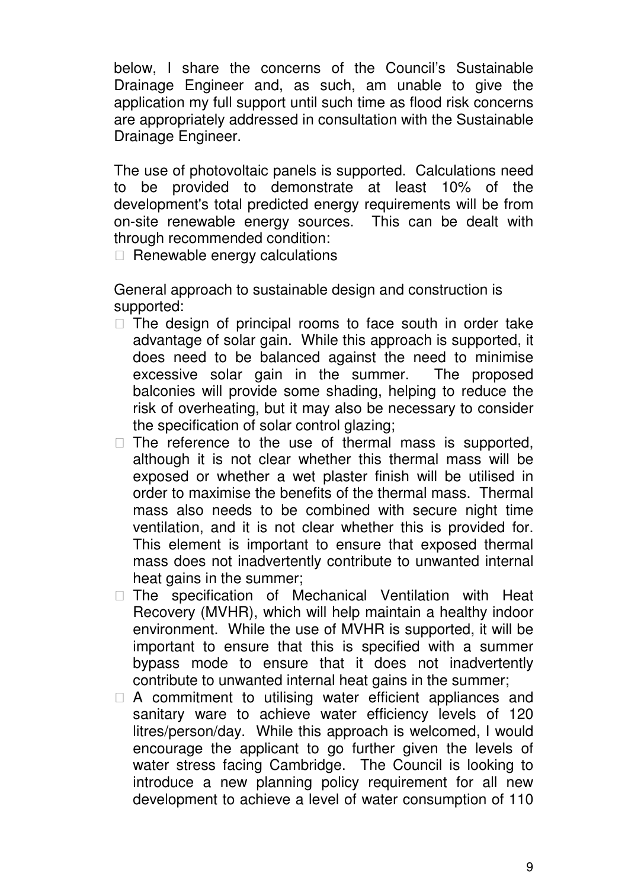below, I share the concerns of the Council's Sustainable Drainage Engineer and, as such, am unable to give the application my full support until such time as flood risk concerns are appropriately addressed in consultation with the Sustainable Drainage Engineer.

The use of photovoltaic panels is supported. Calculations need to be provided to demonstrate at least 10% of the development's total predicted energy requirements will be from on-site renewable energy sources. This can be dealt with through recommended condition:

- Renewable energy calculations

General approach to sustainable design and construction is supported:

- The design of principal rooms to face south in order take advantage of solar gain. While this approach is supported, it does need to be balanced against the need to minimise excessive solar gain in the summer. The proposed balconies will provide some shading, helping to reduce the risk of overheating, but it may also be necessary to consider the specification of solar control glazing;
- The reference to the use of thermal mass is supported, although it is not clear whether this thermal mass will be exposed or whether a wet plaster finish will be utilised in order to maximise the benefits of the thermal mass. Thermal mass also needs to be combined with secure night time ventilation, and it is not clear whether this is provided for. This element is important to ensure that exposed thermal mass does not inadvertently contribute to unwanted internal heat gains in the summer;
- The specification of Mechanical Ventilation with Heat Recovery (MVHR), which will help maintain a healthy indoor environment. While the use of MVHR is supported, it will be important to ensure that this is specified with a summer bypass mode to ensure that it does not inadvertently contribute to unwanted internal heat gains in the summer;
- A commitment to utilising water efficient appliances and sanitary ware to achieve water efficiency levels of 120 litres/person/day. While this approach is welcomed, I would encourage the applicant to go further given the levels of water stress facing Cambridge. The Council is looking to introduce a new planning policy requirement for all new development to achieve a level of water consumption of 110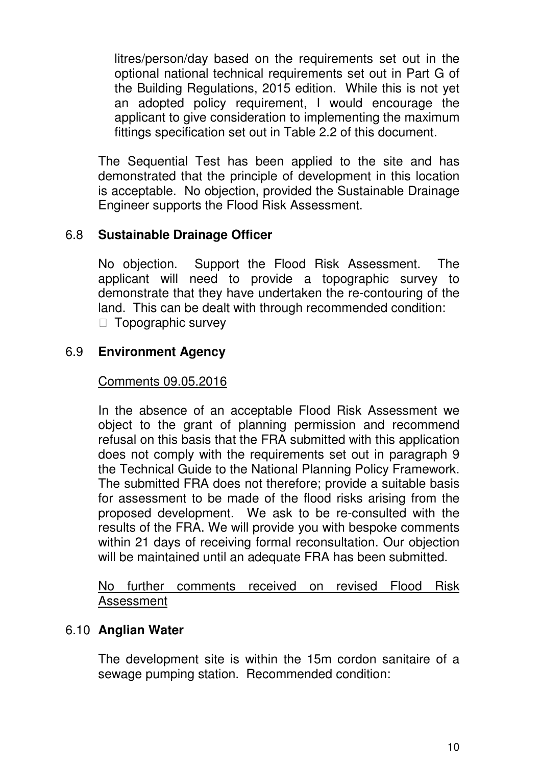litres/person/day based on the requirements set out in the optional national technical requirements set out in Part G of the Building Regulations, 2015 edition. While this is not yet an adopted policy requirement, I would encourage the applicant to give consideration to implementing the maximum fittings specification set out in Table 2.2 of this document.

The Sequential Test has been applied to the site and has demonstrated that the principle of development in this location is acceptable. No objection, provided the Sustainable Drainage Engineer supports the Flood Risk Assessment.

## 6.8 **Sustainable Drainage Officer**

No objection. Support the Flood Risk Assessment. The applicant will need to provide a topographic survey to demonstrate that they have undertaken the re-contouring of the land. This can be dealt with through recommended condition:

- Topographic survey

## 6.9 **Environment Agency**

Comments 09.05.2016

In the absence of an acceptable Flood Risk Assessment we object to the grant of planning permission and recommend refusal on this basis that the FRA submitted with this application does not comply with the requirements set out in paragraph 9 the Technical Guide to the National Planning Policy Framework. The submitted FRA does not therefore; provide a suitable basis for assessment to be made of the flood risks arising from the proposed development. We ask to be re-consulted with the results of the FRA. We will provide you with bespoke comments within 21 days of receiving formal reconsultation. Our objection will be maintained until an adequate FRA has been submitted.

No further comments received on revised Flood Risk Assessment

## 6.10 **Anglian Water**

The development site is within the 15m cordon sanitaire of a sewage pumping station. Recommended condition: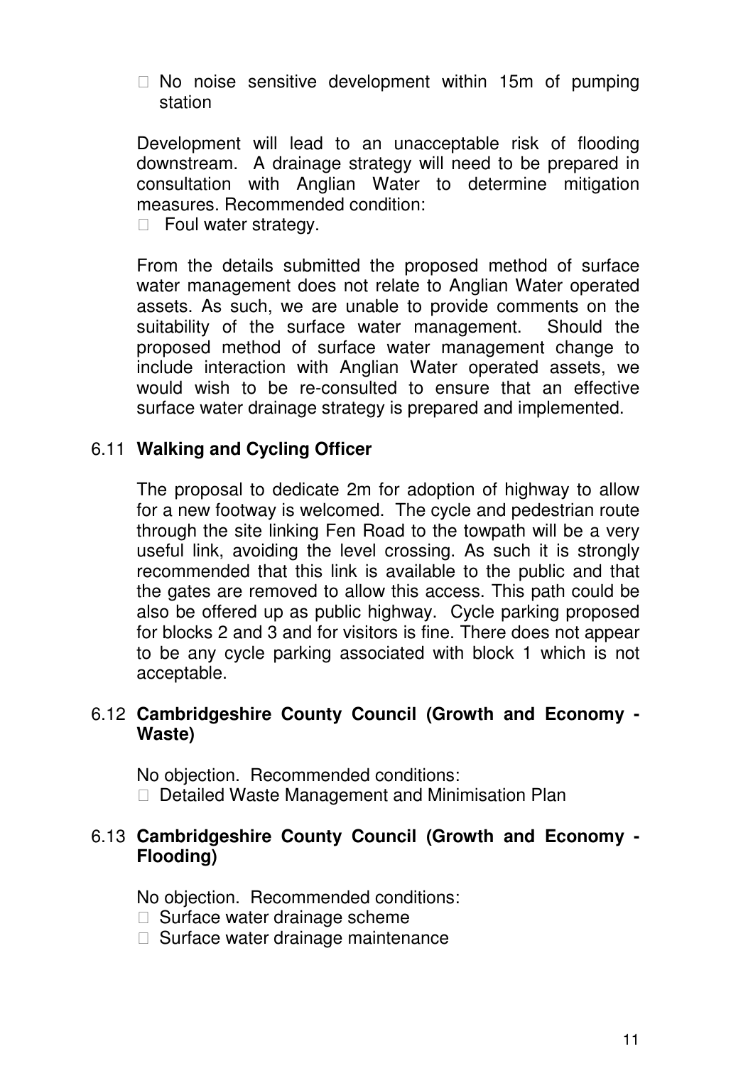- No noise sensitive development within 15m of pumping station

Development will lead to an unacceptable risk of flooding downstream. A drainage strategy will need to be prepared in consultation with Anglian Water to determine mitigation measures. Recommended condition:

- Foul water strategy.

From the details submitted the proposed method of surface water management does not relate to Anglian Water operated assets. As such, we are unable to provide comments on the suitability of the surface water management. Should the proposed method of surface water management change to include interaction with Anglian Water operated assets, we would wish to be re-consulted to ensure that an effective surface water drainage strategy is prepared and implemented.

6.11 **Walking and Cycling Officer**

The proposal to dedicate 2m for adoption of highway to allow for a new footway is welcomed. The cycle and pedestrian route through the site linking Fen Road to the towpath will be a very useful link, avoiding the level crossing. As such it is strongly recommended that this link is available to the public and that the gates are removed to allow this access. This path could be also be offered up as public highway. Cycle parking proposed for blocks 2 and 3 and for visitors is fine. There does not appear to be any cycle parking associated with block 1 which is not acceptable.

6.12 **Cambridgeshire County Council (Growth and Economy - Waste)**

No objection. Recommended conditions:

- Detailed Waste Management and Minimisation Plan

6.13 **Cambridgeshire County Council (Growth and Economy - Flooding)**

No objection. Recommended conditions:

- Surface water drainage scheme
- Surface water drainage maintenance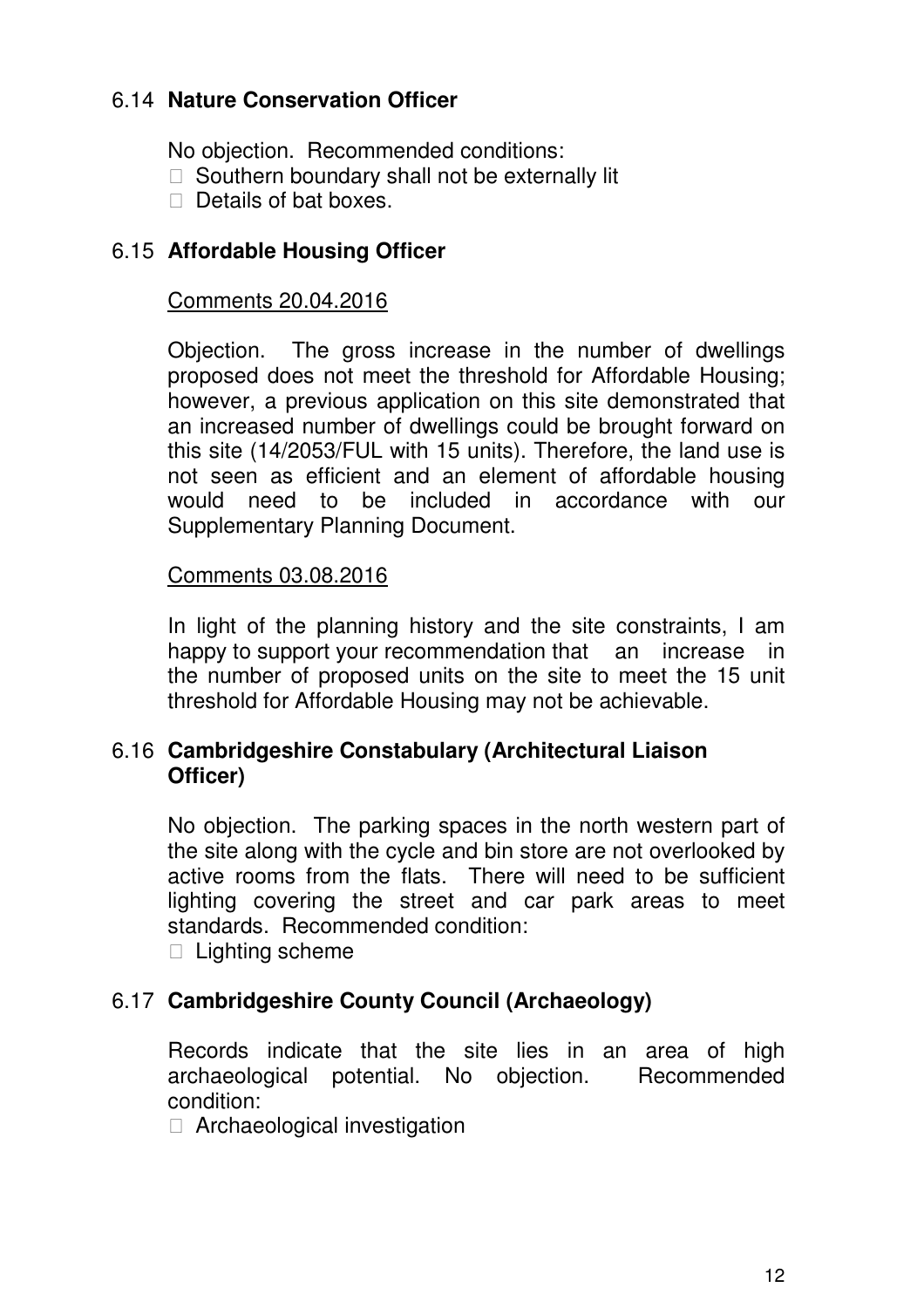### 6.14 Nature Conservation Officer

No objection. Recommended conditions:

- Southern boundary shall not be externally lit
- Details of bat boxes.

### 6.15 Affordable Housing Officer

Comments 20.04.2016

Objection. The gross increase in the number of dwellings proposed does not meet the threshold for Affordable Housing; however, a previous application on this site demonstrated that an increased number of dwellings could be brought forward on this site (14/2053/FUL with 15 units). Therefore, the land use is not seen as efficient and an element of affordable housing would need to be included in accordance with our Supplementary Planning Document.

Comments 03.08.2016

In light of the planning history and the site constraints, I am happy to support your recommendation that an increase in the number of proposed units on the site to meet the 15 unit threshold for Affordable Housing may not be achievable.

### 6.16 Cambridgeshire Constabulary (Architectural Liaison Officer)

No objection. The parking spaces in the north western part of the site along with the cycle and bin store are not overlooked by active rooms from the flats. There will need to be sufficient lighting covering the street and car park areas to meet standards. Recommended condition:

- Lighting scheme

### 6.17 Cambridgeshire County Council (Archaeology)

Records indicate that the site lies in an area of high archaeological potential. No objection. Recommended condition:

- Archaeological investigation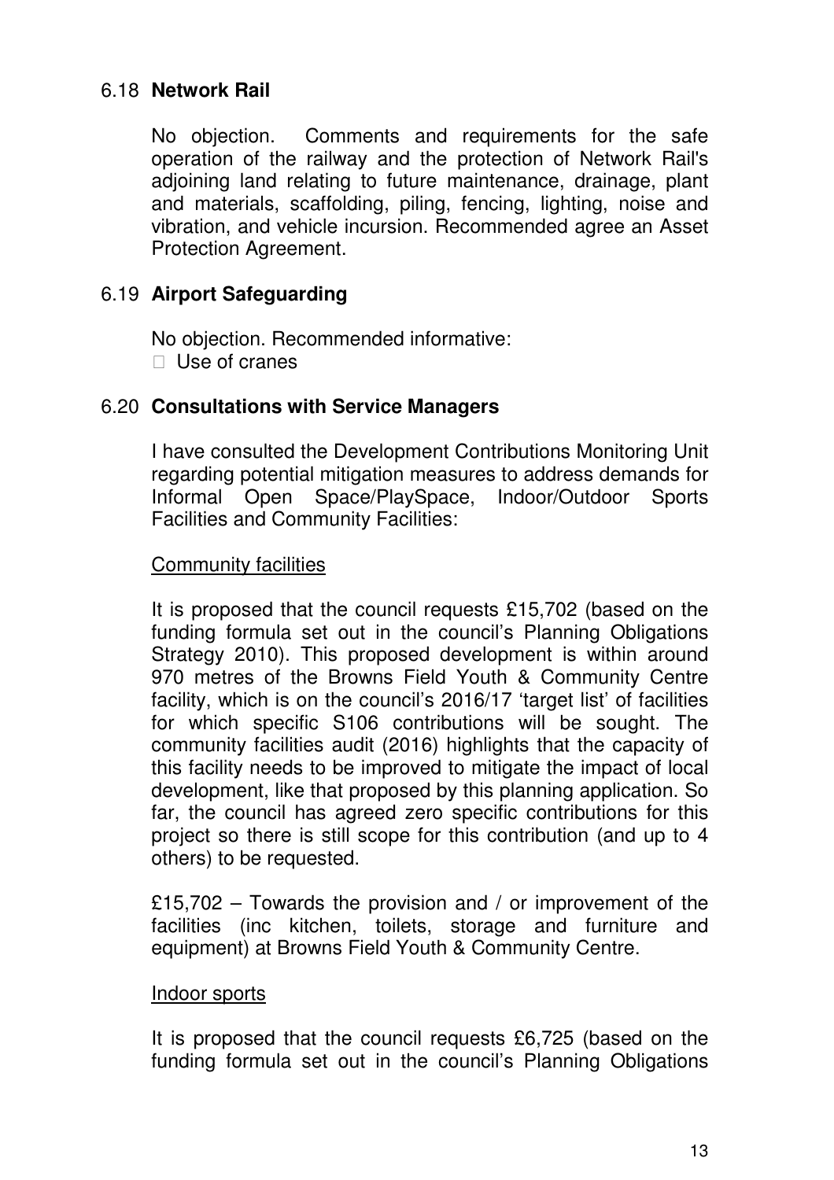### 6.18 **Network Rail**

No objection. Comments and requirements for the safe operation of the railway and the protection of Network Rail's adjoining land relating to future maintenance, drainage, plant and materials, scaffolding, piling, fencing, lighting, noise and vibration, and vehicle incursion. Recommended agree an Asset Protection Agreement.

### 6.19 **Airport Safeguarding**

No objection. Recommended informative:

- Use of cranes

### 6.20 **Consultations with Service Managers**

I have consulted the Development Contributions Monitoring Unit regarding potential mitigation measures to address demands for Informal Open Space/PlaySpace, Indoor/Outdoor Sports Facilities and Community Facilities:

<u>Community facilities</u>

It is proposed that the council requests £15,702 (based on the funding formula set out in the council's Planning Obligations Strategy 2010). This proposed development is within around 970 metres of the Browns Field Youth & Community Centre facility, which is on the council's 2016/17 'target list' of facilities for which specific S106 contributions will be sought. The community facilities audit (2016) highlights that the capacity of this facility needs to be improved to mitigate the impact of local development, like that proposed by this planning application. So far, the council has agreed zero specific contributions for this project so there is still scope for this contribution (and up to 4 others) to be requested.

£15,702 – Towards the provision and / or improvement of the facilities (inc kitchen, toilets, storage and furniture and equipment) at Browns Field Youth & Community Centre.

<u>Indoor sports</u>

It is proposed that the council requests £6,725 (based on the funding formula set out in the council's Planning Obligations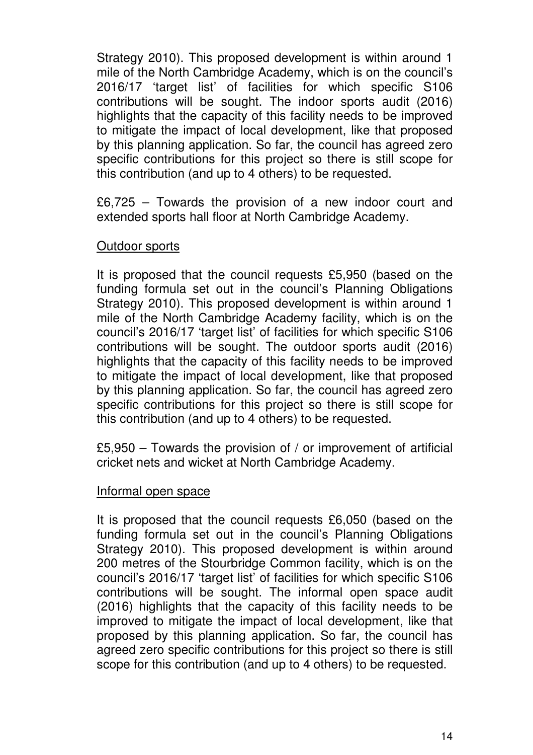Strategy 2010). This proposed development is within around 1 mile of the North Cambridge Academy, which is on the council's 2016/17 'target list' of facilities for which specific S106 contributions will be sought. The indoor sports audit (2016) highlights that the capacity of this facility needs to be improved to mitigate the impact of local development, like that proposed by this planning application. So far, the council has agreed zero specific contributions for this project so there is still scope for this contribution (and up to 4 others) to be requested.

£6,725 – Towards the provision of a new indoor court and extended sports hall floor at North Cambridge Academy.

<u>Outdoor sports</u>

It is proposed that the council requests £5,950 (based on the funding formula set out in the council's Planning Obligations Strategy 2010). This proposed development is within around 1 mile of the North Cambridge Academy facility, which is on the council's 2016/17 'target list' of facilities for which specific S106 contributions will be sought. The outdoor sports audit (2016) highlights that the capacity of this facility needs to be improved to mitigate the impact of local development, like that proposed by this planning application. So far, the council has agreed zero specific contributions for this project so there is still scope for this contribution (and up to 4 others) to be requested.

£5,950 – Towards the provision of / or improvement of artificial cricket nets and wicket at North Cambridge Academy.

<u>Informal open space</u>

It is proposed that the council requests £6,050 (based on the funding formula set out in the council's Planning Obligations Strategy 2010). This proposed development is within around 200 metres of the Stourbridge Common facility, which is on the council's 2016/17 'target list' of facilities for which specific S106 contributions will be sought. The informal open space audit (2016) highlights that the capacity of this facility needs to be improved to mitigate the impact of local development, like that proposed by this planning application. So far, the council has agreed zero specific contributions for this project so there is still scope for this contribution (and up to 4 others) to be requested.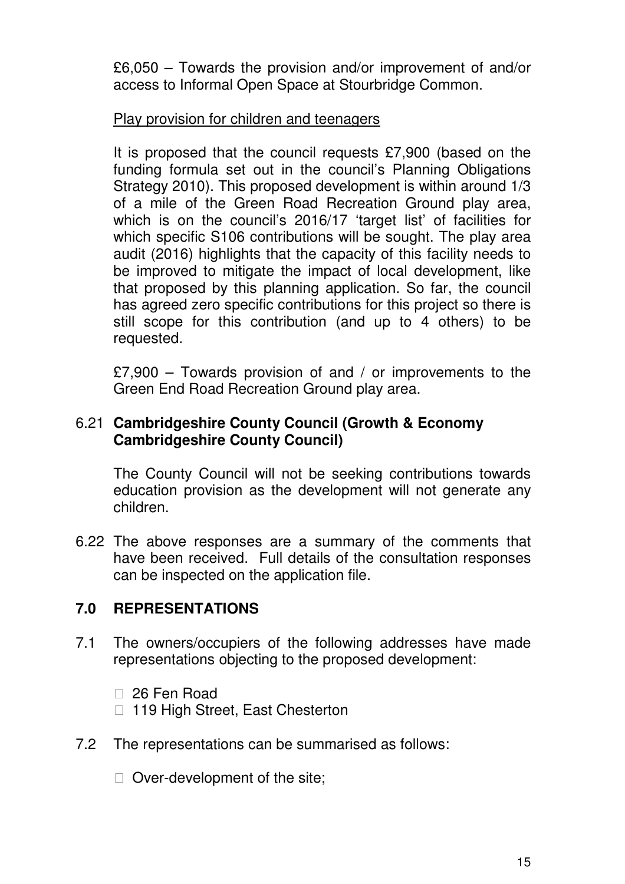£6,050 – Towards the provision and/or improvement of and/or access to Informal Open Space at Stourbridge Common.

Play provision for children and teenagers

It is proposed that the council requests £7,900 (based on the funding formula set out in the council's Planning Obligations Strategy 2010). This proposed development is within around 1/3 of a mile of the Green Road Recreation Ground play area, which is on the council's 2016/17 'target list' of facilities for which specific S106 contributions will be sought. The play area audit (2016) highlights that the capacity of this facility needs to be improved to mitigate the impact of local development, like that proposed by this planning application. So far, the council has agreed zero specific contributions for this project so there is still scope for this contribution (and up to 4 others) to be requested.

£7,900 – Towards provision of and / or improvements to the Green End Road Recreation Ground play area.

6.21 **Cambridgeshire County Council (Growth & Economy Cambridgeshire County Council)**

The County Council will not be seeking contributions towards education provision as the development will not generate any children.

6.22 The above responses are a summary of the comments that have been received. Full details of the consultation responses can be inspected on the application file.

## 7.0 REPRESENTATIONS

7.1 The owners/occupiers of the following addresses have made representations objecting to the proposed development:

- 26 Fen Road
- 119 High Street, East Chesterton

7.2 The representations can be summarised as follows:

- Over-development of the site;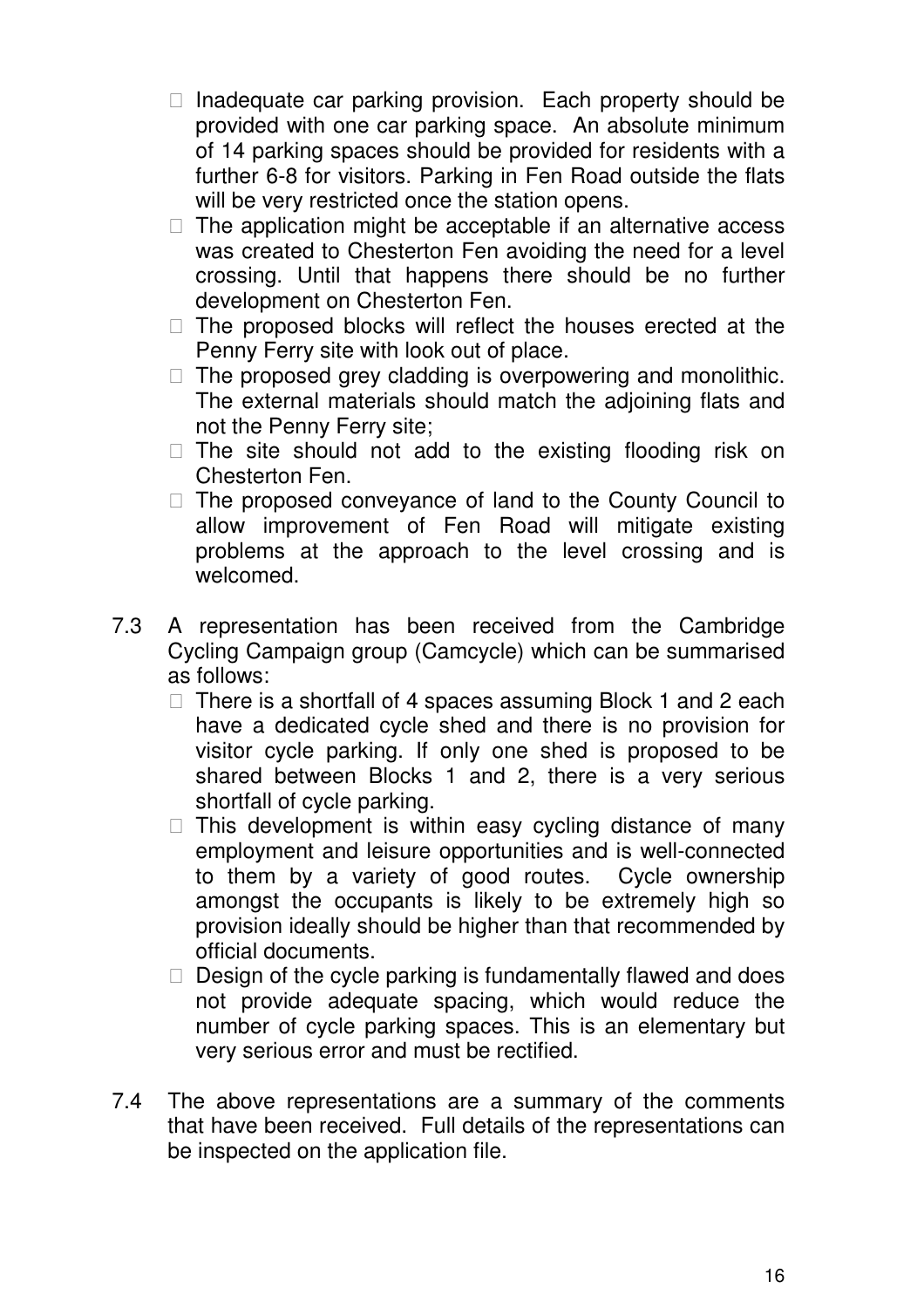- Inadequate car parking provision. Each property should be provided with one car parking space. An absolute minimum of 14 parking spaces should be provided for residents with a further 6-8 for visitors. Parking in Fen Road outside the flats will be very restricted once the station opens.
- The application might be acceptable if an alternative access was created to Chesterton Fen avoiding the need for a level crossing. Until that happens there should be no further development on Chesterton Fen.
- The proposed blocks will reflect the houses erected at the Penny Ferry site with look out of place.
- The proposed grey cladding is overpowering and monolithic. The external materials should match the adjoining flats and not the Penny Ferry site;
- The site should not add to the existing flooding risk on Chesterton Fen.
- The proposed conveyance of land to the County Council to allow improvement of Fen Road will mitigate existing problems at the approach to the level crossing and is welcomed.

7.3 A representation has been received from the Cambridge Cycling Campaign group (Camcycle) which can be summarised as follows:

- There is a shortfall of 4 spaces assuming Block 1 and 2 each have a dedicated cycle shed and there is no provision for visitor cycle parking. If only one shed is proposed to be shared between Blocks 1 and 2, there is a very serious shortfall of cycle parking.
- This development is within easy cycling distance of many employment and leisure opportunities and is well-connected to them by a variety of good routes. Cycle ownership amongst the occupants is likely to be extremely high so provision ideally should be higher than that recommended by official documents.
- Design of the cycle parking is fundamentally flawed and does not provide adequate spacing, which would reduce the number of cycle parking spaces. This is an elementary but very serious error and must be rectified.

7.4 The above representations are a summary of the comments that have been received. Full details of the representations can be inspected on the application file.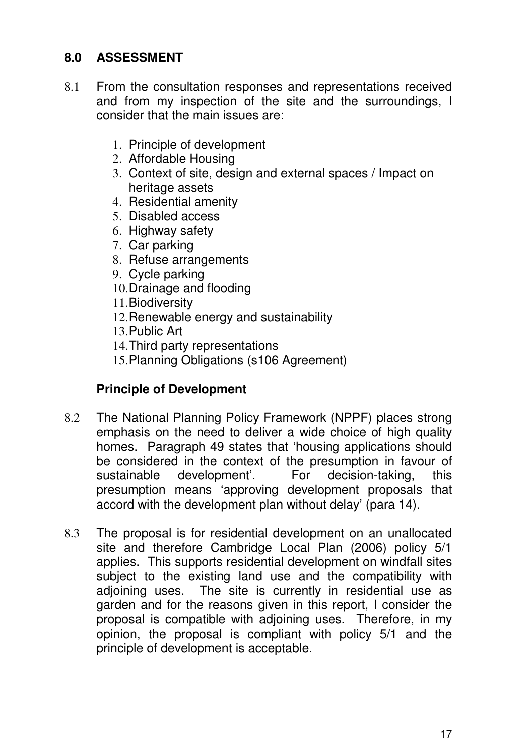## 8.0 ASSESSMENT

8.1 From the consultation responses and representations received and from my inspection of the site and the surroundings, I consider that the main issues are:

1. Principle of development
2. Affordable Housing
3. Context of site, design and external spaces / Impact on heritage assets
4. Residential amenity
5. Disabled access
6. Highway safety
7. Car parking
8. Refuse arrangements
9. Cycle parking
10. Drainage and flooding
11. Biodiversity
12. Renewable energy and sustainability
13. Public Art
14. Third party representations
15. Planning Obligations (s106 Agreement)

### Principle of Development

8.2 The National Planning Policy Framework (NPPF) places strong emphasis on the need to deliver a wide choice of high quality homes. Paragraph 49 states that 'housing applications should be considered in the context of the presumption in favour of sustainable development'. For decision-taking, this presumption means 'approving development proposals that accord with the development plan without delay' (para 14).

8.3 The proposal is for residential development on an unallocated site and therefore Cambridge Local Plan (2006) policy 5/1 applies. This supports residential development on windfall sites subject to the existing land use and the compatibility with adjoining uses. The site is currently in residential use as garden and for the reasons given in this report, I consider the proposal is compatible with adjoining uses. Therefore, in my opinion, the proposal is compliant with policy 5/1 and the principle of development is acceptable.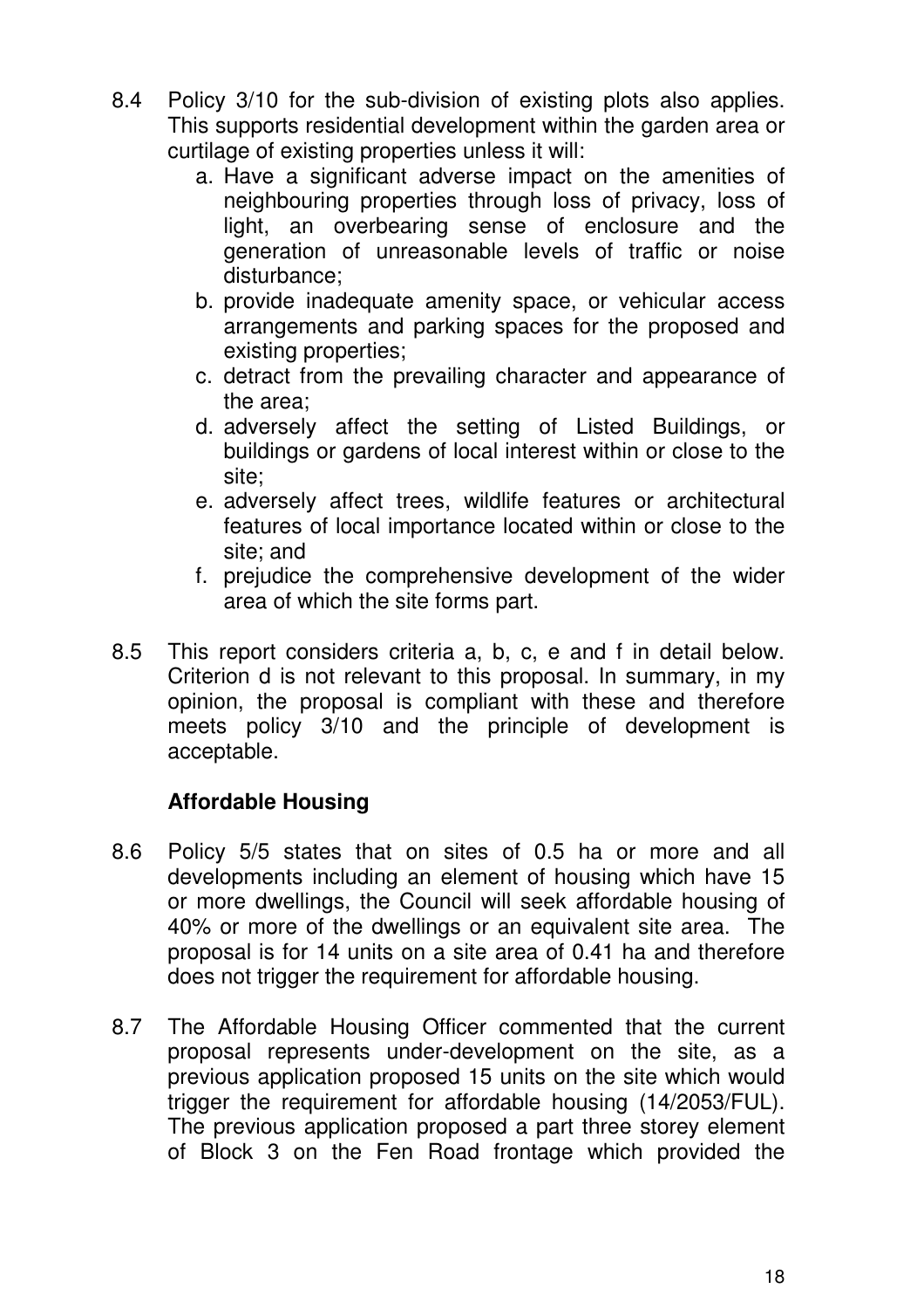8.4 Policy 3/10 for the sub-division of existing plots also applies. This supports residential development within the garden area or curtilage of existing properties unless it will:

   a. Have a significant adverse impact on the amenities of neighbouring properties through loss of privacy, loss of light, an overbearing sense of enclosure and the generation of unreasonable levels of traffic or noise disturbance;
   b. provide inadequate amenity space, or vehicular access arrangements and parking spaces for the proposed and existing properties;
   c. detract from the prevailing character and appearance of the area;
   d. adversely affect the setting of Listed Buildings, or buildings or gardens of local interest within or close to the site;
   e. adversely affect trees, wildlife features or architectural features of local importance located within or close to the site; and
   f. prejudice the comprehensive development of the wider area of which the site forms part.

8.5 This report considers criteria a, b, c, e and f in detail below. Criterion d is not relevant to this proposal. In summary, in my opinion, the proposal is compliant with these and therefore meets policy 3/10 and the principle of development is acceptable.

**Affordable Housing**

8.6 Policy 5/5 states that on sites of 0.5 ha or more and all developments including an element of housing which have 15 or more dwellings, the Council will seek affordable housing of 40% or more of the dwellings or an equivalent site area. The proposal is for 14 units on a site area of 0.41 ha and therefore does not trigger the requirement for affordable housing.

8.7 The Affordable Housing Officer commented that the current proposal represents under-development on the site, as a previous application proposed 15 units on the site which would trigger the requirement for affordable housing (14/2053/FUL). The previous application proposed a part three storey element of Block 3 on the Fen Road frontage which provided the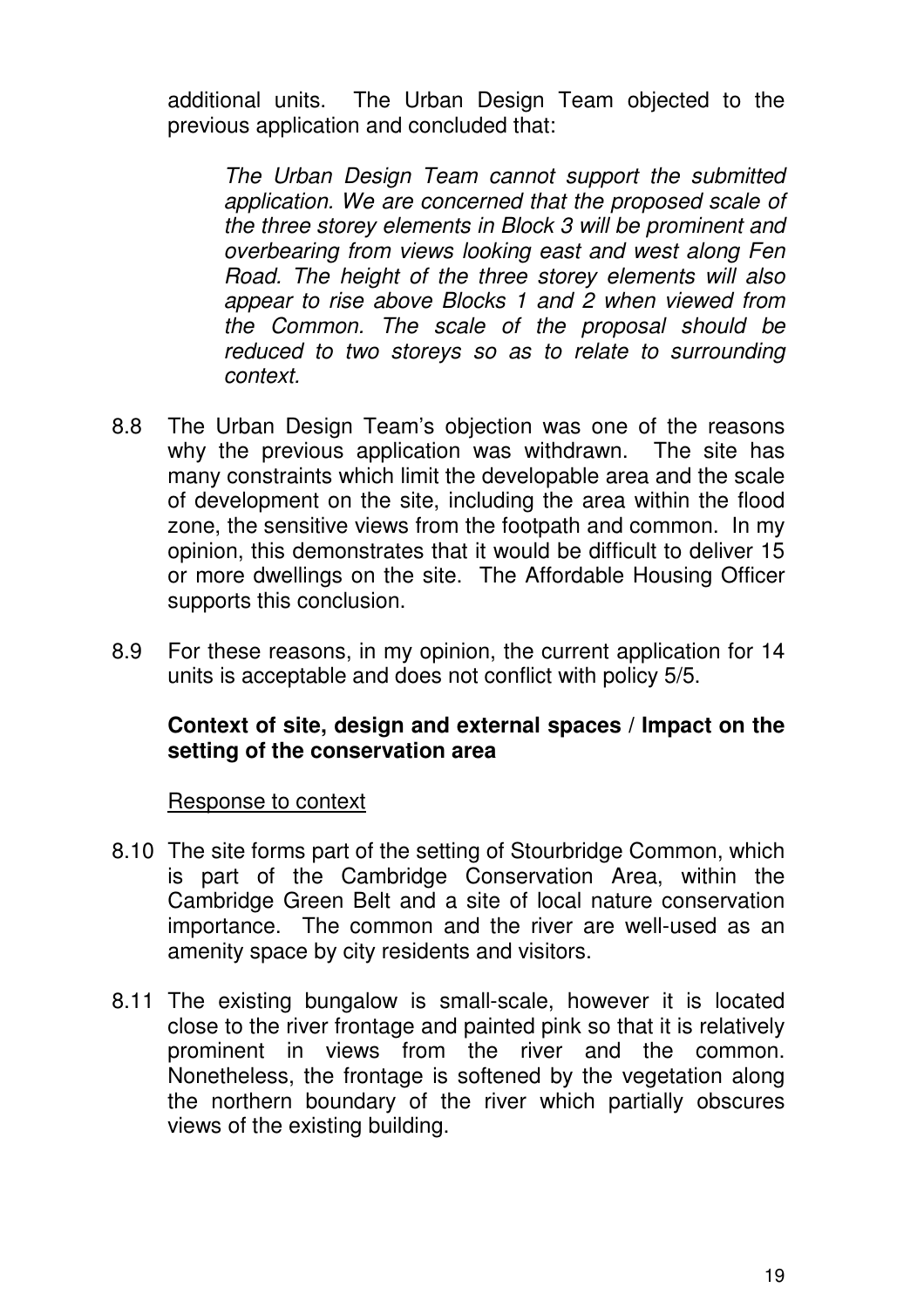additional units. The Urban Design Team objected to the previous application and concluded that:

> *The Urban Design Team cannot support the submitted application. We are concerned that the proposed scale of the three storey elements in Block 3 will be prominent and overbearing from views looking east and west along Fen Road. The height of the three storey elements will also appear to rise above Blocks 1 and 2 when viewed from the Common. The scale of the proposal should be reduced to two storeys so as to relate to surrounding context.*

8.8 The Urban Design Team's objection was one of the reasons why the previous application was withdrawn. The site has many constraints which limit the developable area and the scale of development on the site, including the area within the flood zone, the sensitive views from the footpath and common. In my opinion, this demonstrates that it would be difficult to deliver 15 or more dwellings on the site. The Affordable Housing Officer supports this conclusion.

8.9 For these reasons, in my opinion, the current application for 14 units is acceptable and does not conflict with policy 5/5.

**Context of site, design and external spaces / Impact on the setting of the conservation area**

<u>Response to context</u>

8.10 The site forms part of the setting of Stourbridge Common, which is part of the Cambridge Conservation Area, within the Cambridge Green Belt and a site of local nature conservation importance. The common and the river are well-used as an amenity space by city residents and visitors.

8.11 The existing bungalow is small-scale, however it is located close to the river frontage and painted pink so that it is relatively prominent in views from the river and the common. Nonetheless, the frontage is softened by the vegetation along the northern boundary of the river which partially obscures views of the existing building.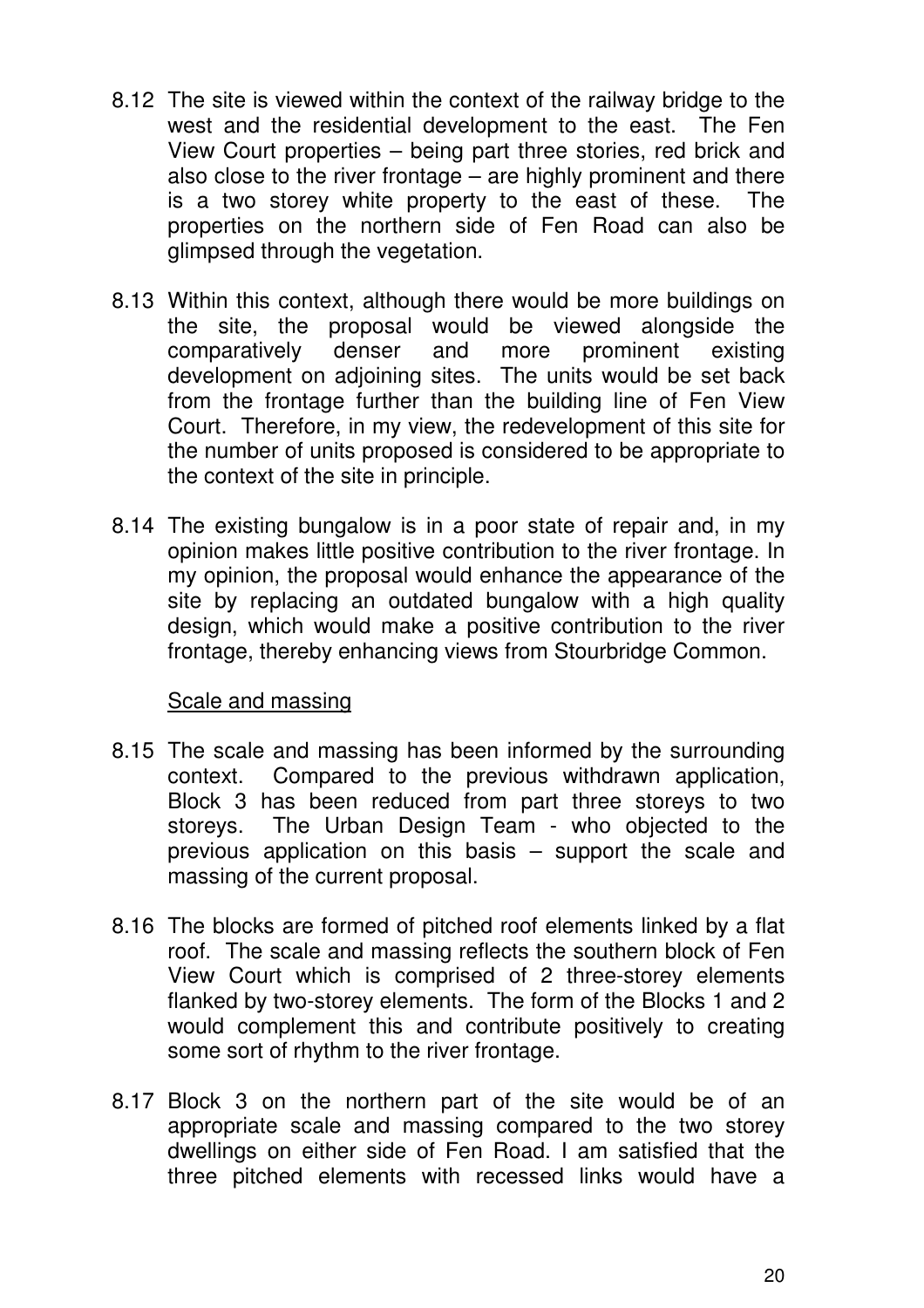8.12 The site is viewed within the context of the railway bridge to the west and the residential development to the east. The Fen View Court properties – being part three stories, red brick and also close to the river frontage – are highly prominent and there is a two storey white property to the east of these. The properties on the northern side of Fen Road can also be glimpsed through the vegetation.

8.13 Within this context, although there would be more buildings on the site, the proposal would be viewed alongside the comparatively denser and more prominent existing development on adjoining sites. The units would be set back from the frontage further than the building line of Fen View Court. Therefore, in my view, the redevelopment of this site for the number of units proposed is considered to be appropriate to the context of the site in principle.

8.14 The existing bungalow is in a poor state of repair and, in my opinion makes little positive contribution to the river frontage. In my opinion, the proposal would enhance the appearance of the site by replacing an outdated bungalow with a high quality design, which would make a positive contribution to the river frontage, thereby enhancing views from Stourbridge Common.

<u>Scale and massing</u>

8.15 The scale and massing has been informed by the surrounding context. Compared to the previous withdrawn application, Block 3 has been reduced from part three storeys to two storeys. The Urban Design Team - who objected to the previous application on this basis – support the scale and massing of the current proposal.

8.16 The blocks are formed of pitched roof elements linked by a flat roof. The scale and massing reflects the southern block of Fen View Court which is comprised of 2 three-storey elements flanked by two-storey elements. The form of the Blocks 1 and 2 would complement this and contribute positively to creating some sort of rhythm to the river frontage.

8.17 Block 3 on the northern part of the site would be of an appropriate scale and massing compared to the two storey dwellings on either side of Fen Road. I am satisfied that the three pitched elements with recessed links would have a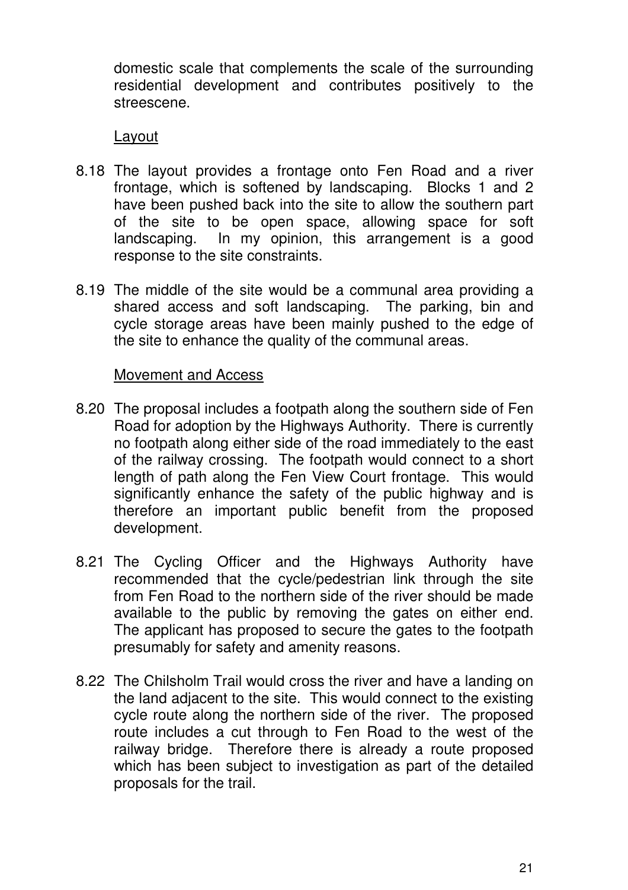domestic scale that complements the scale of the surrounding residential development and contributes positively to the streescene.

Layout

8.18 The layout provides a frontage onto Fen Road and a river frontage, which is softened by landscaping. Blocks 1 and 2 have been pushed back into the site to allow the southern part of the site to be open space, allowing space for soft landscaping. In my opinion, this arrangement is a good response to the site constraints.

8.19 The middle of the site would be a communal area providing a shared access and soft landscaping. The parking, bin and cycle storage areas have been mainly pushed to the edge of the site to enhance the quality of the communal areas.

Movement and Access

8.20 The proposal includes a footpath along the southern side of Fen Road for adoption by the Highways Authority. There is currently no footpath along either side of the road immediately to the east of the railway crossing. The footpath would connect to a short length of path along the Fen View Court frontage. This would significantly enhance the safety of the public highway and is therefore an important public benefit from the proposed development.

8.21 The Cycling Officer and the Highways Authority have recommended that the cycle/pedestrian link through the site from Fen Road to the northern side of the river should be made available to the public by removing the gates on either end. The applicant has proposed to secure the gates to the footpath presumably for safety and amenity reasons.

8.22 The Chilsholm Trail would cross the river and have a landing on the land adjacent to the site. This would connect to the existing cycle route along the northern side of the river. The proposed route includes a cut through to Fen Road to the west of the railway bridge. Therefore there is already a route proposed which has been subject to investigation as part of the detailed proposals for the trail.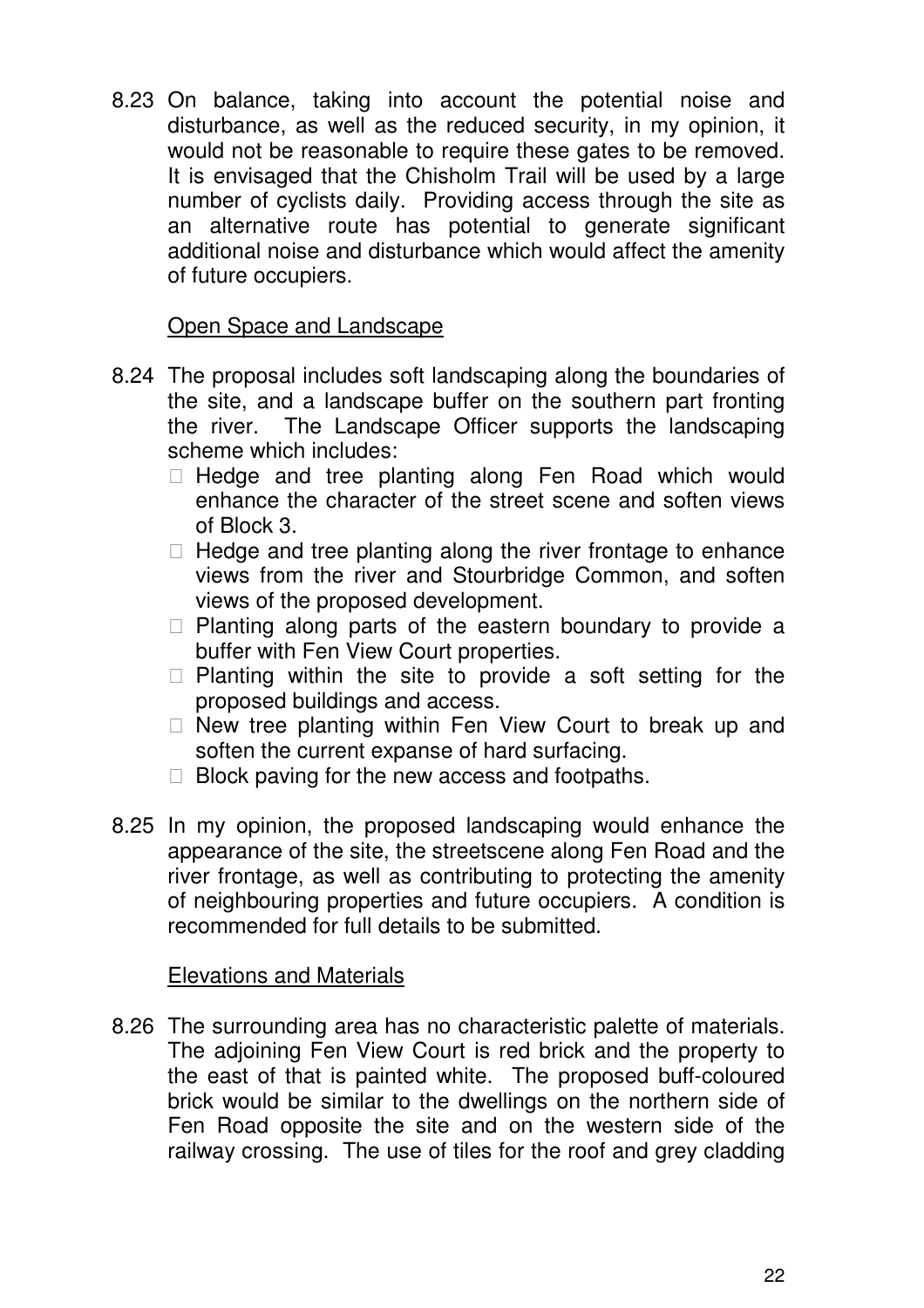8.23 On balance, taking into account the potential noise and disturbance, as well as the reduced security, in my opinion, it would not be reasonable to require these gates to be removed. It is envisaged that the Chisholm Trail will be used by a large number of cyclists daily. Providing access through the site as an alternative route has potential to generate significant additional noise and disturbance which would affect the amenity of future occupiers.

<u>Open Space and Landscape</u>

8.24 The proposal includes soft landscaping along the boundaries of the site, and a landscape buffer on the southern part fronting the river. The Landscape Officer supports the landscaping scheme which includes:

- Hedge and tree planting along Fen Road which would enhance the character of the street scene and soften views of Block 3.
- Hedge and tree planting along the river frontage to enhance views from the river and Stourbridge Common, and soften views of the proposed development.
- Planting along parts of the eastern boundary to provide a buffer with Fen View Court properties.
- Planting within the site to provide a soft setting for the proposed buildings and access.
- New tree planting within Fen View Court to break up and soften the current expanse of hard surfacing.
- Block paving for the new access and footpaths.

8.25 In my opinion, the proposed landscaping would enhance the appearance of the site, the streetscene along Fen Road and the river frontage, as well as contributing to protecting the amenity of neighbouring properties and future occupiers. A condition is recommended for full details to be submitted.

<u>Elevations and Materials</u>

8.26 The surrounding area has no characteristic palette of materials. The adjoining Fen View Court is red brick and the property to the east of that is painted white. The proposed buff-coloured brick would be similar to the dwellings on the northern side of Fen Road opposite the site and on the western side of the railway crossing. The use of tiles for the roof and grey cladding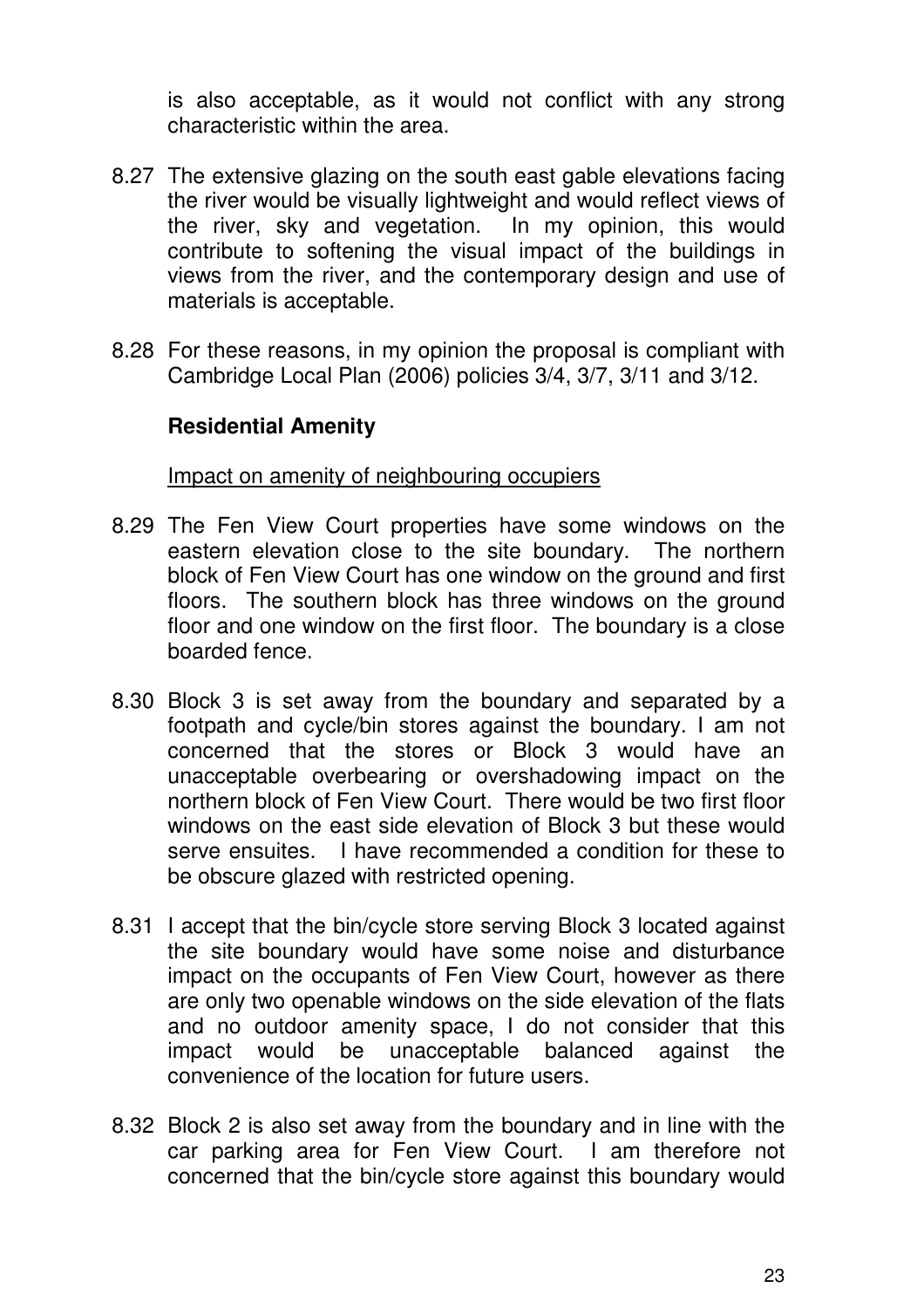is also acceptable, as it would not conflict with any strong characteristic within the area.

8.27 The extensive glazing on the south east gable elevations facing the river would be visually lightweight and would reflect views of the river, sky and vegetation. In my opinion, this would contribute to softening the visual impact of the buildings in views from the river, and the contemporary design and use of materials is acceptable.

8.28 For these reasons, in my opinion the proposal is compliant with Cambridge Local Plan (2006) policies 3/4, 3/7, 3/11 and 3/12.

**Residential Amenity**

Impact on amenity of neighbouring occupiers

8.29 The Fen View Court properties have some windows on the eastern elevation close to the site boundary. The northern block of Fen View Court has one window on the ground and first floors. The southern block has three windows on the ground floor and one window on the first floor. The boundary is a close boarded fence.

8.30 Block 3 is set away from the boundary and separated by a footpath and cycle/bin stores against the boundary. I am not concerned that the stores or Block 3 would have an unacceptable overbearing or overshadowing impact on the northern block of Fen View Court. There would be two first floor windows on the east side elevation of Block 3 but these would serve ensuites. I have recommended a condition for these to be obscure glazed with restricted opening.

8.31 I accept that the bin/cycle store serving Block 3 located against the site boundary would have some noise and disturbance impact on the occupants of Fen View Court, however as there are only two openable windows on the side elevation of the flats and no outdoor amenity space, I do not consider that this impact would be unacceptable balanced against the convenience of the location for future users.

8.32 Block 2 is also set away from the boundary and in line with the car parking area for Fen View Court. I am therefore not concerned that the bin/cycle store against this boundary would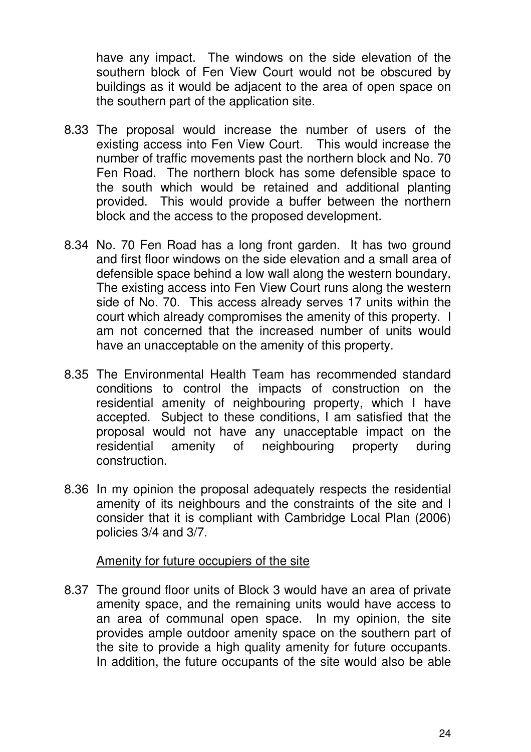have any impact. The windows on the side elevation of the southern block of Fen View Court would not be obscured by buildings as it would be adjacent to the area of open space on the southern part of the application site.

8.33 The proposal would increase the number of users of the existing access into Fen View Court. This would increase the number of traffic movements past the northern block and No. 70 Fen Road. The northern block has some defensible space to the south which would be retained and additional planting provided. This would provide a buffer between the northern block and the access to the proposed development.

8.34 No. 70 Fen Road has a long front garden. It has two ground and first floor windows on the side elevation and a small area of defensible space behind a low wall along the western boundary. The existing access into Fen View Court runs along the western side of No. 70. This access already serves 17 units within the court which already compromises the amenity of this property. I am not concerned that the increased number of units would have an unacceptable on the amenity of this property.

8.35 The Environmental Health Team has recommended standard conditions to control the impacts of construction on the residential amenity of neighbouring property, which I have accepted. Subject to these conditions, I am satisfied that the proposal would not have any unacceptable impact on the residential amenity of neighbouring property during construction.

8.36 In my opinion the proposal adequately respects the residential amenity of its neighbours and the constraints of the site and I consider that it is compliant with Cambridge Local Plan (2006) policies 3/4 and 3/7.

<u>Amenity for future occupiers of the site</u>

8.37 The ground floor units of Block 3 would have an area of private amenity space, and the remaining units would have access to an area of communal open space. In my opinion, the site provides ample outdoor amenity space on the southern part of the site to provide a high quality amenity for future occupants. In addition, the future occupants of the site would also be able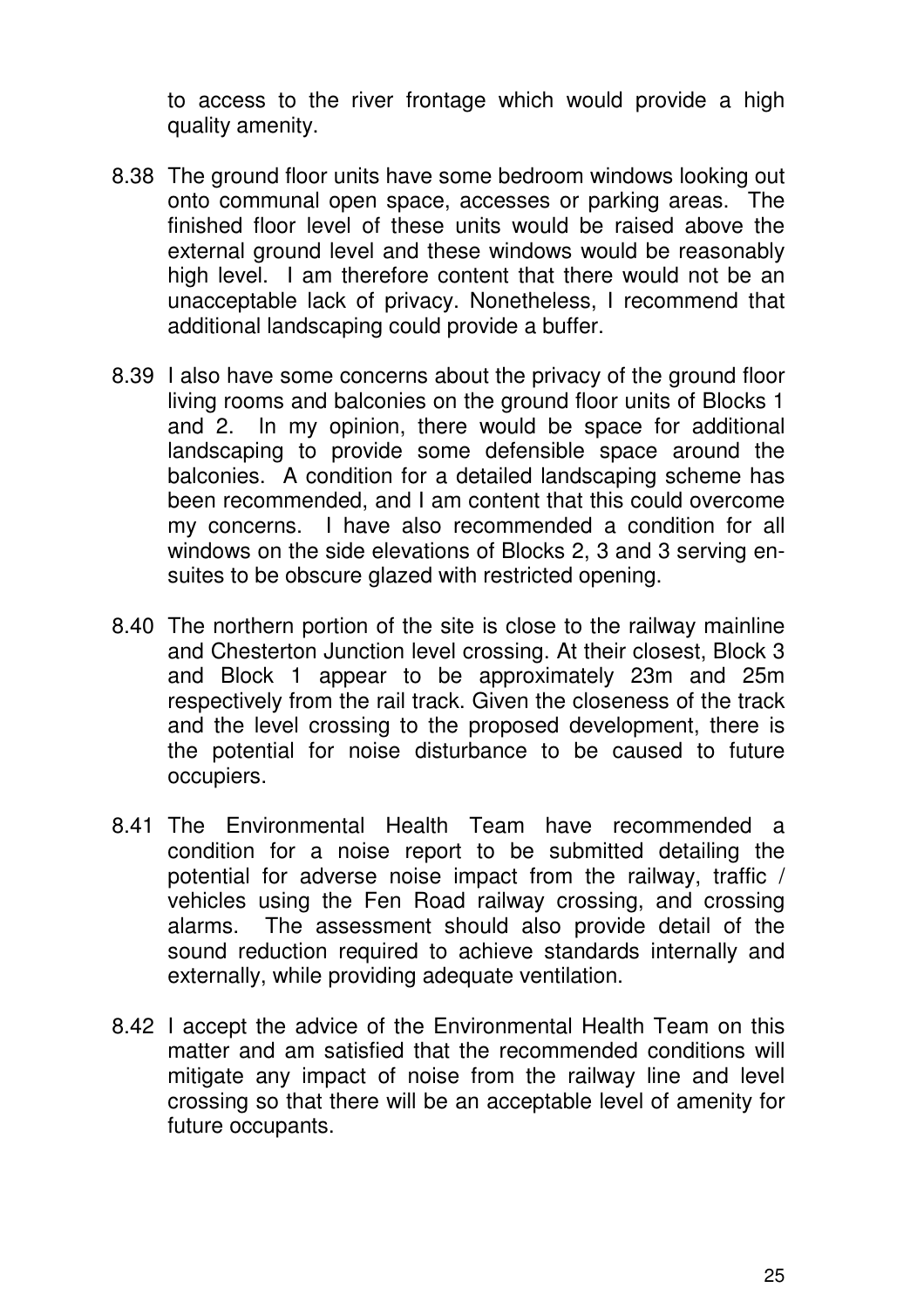to access to the river frontage which would provide a high quality amenity.

8.38 The ground floor units have some bedroom windows looking out onto communal open space, accesses or parking areas. The finished floor level of these units would be raised above the external ground level and these windows would be reasonably high level. I am therefore content that there would not be an unacceptable lack of privacy. Nonetheless, I recommend that additional landscaping could provide a buffer.

8.39 I also have some concerns about the privacy of the ground floor living rooms and balconies on the ground floor units of Blocks 1 and 2. In my opinion, there would be space for additional landscaping to provide some defensible space around the balconies. A condition for a detailed landscaping scheme has been recommended, and I am content that this could overcome my concerns. I have also recommended a condition for all windows on the side elevations of Blocks 2, 3 and 3 serving en-suites to be obscure glazed with restricted opening.

8.40 The northern portion of the site is close to the railway mainline and Chesterton Junction level crossing. At their closest, Block 3 and Block 1 appear to be approximately 23m and 25m respectively from the rail track. Given the closeness of the track and the level crossing to the proposed development, there is the potential for noise disturbance to be caused to future occupiers.

8.41 The Environmental Health Team have recommended a condition for a noise report to be submitted detailing the potential for adverse noise impact from the railway, traffic / vehicles using the Fen Road railway crossing, and crossing alarms. The assessment should also provide detail of the sound reduction required to achieve standards internally and externally, while providing adequate ventilation.

8.42 I accept the advice of the Environmental Health Team on this matter and am satisfied that the recommended conditions will mitigate any impact of noise from the railway line and level crossing so that there will be an acceptable level of amenity for future occupants.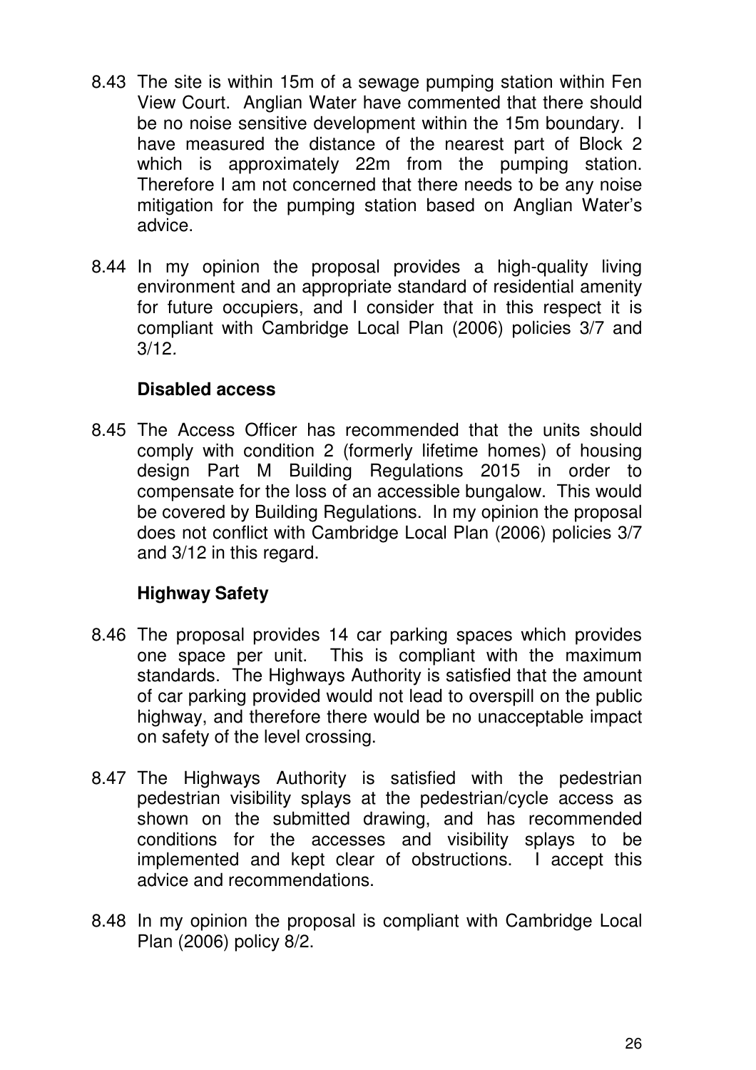8.43 The site is within 15m of a sewage pumping station within Fen View Court. Anglian Water have commented that there should be no noise sensitive development within the 15m boundary. I have measured the distance of the nearest part of Block 2 which is approximately 22m from the pumping station. Therefore I am not concerned that there needs to be any noise mitigation for the pumping station based on Anglian Water's advice.

8.44 In my opinion the proposal provides a high-quality living environment and an appropriate standard of residential amenity for future occupiers, and I consider that in this respect it is compliant with Cambridge Local Plan (2006) policies 3/7 and 3/12.

**Disabled access**

8.45 The Access Officer has recommended that the units should comply with condition 2 (formerly lifetime homes) of housing design Part M Building Regulations 2015 in order to compensate for the loss of an accessible bungalow. This would be covered by Building Regulations. In my opinion the proposal does not conflict with Cambridge Local Plan (2006) policies 3/7 and 3/12 in this regard.

**Highway Safety**

8.46 The proposal provides 14 car parking spaces which provides one space per unit. This is compliant with the maximum standards. The Highways Authority is satisfied that the amount of car parking provided would not lead to overspill on the public highway, and therefore there would be no unacceptable impact on safety of the level crossing.

8.47 The Highways Authority is satisfied with the pedestrian pedestrian visibility splays at the pedestrian/cycle access as shown on the submitted drawing, and has recommended conditions for the accesses and visibility splays to be implemented and kept clear of obstructions. I accept this advice and recommendations.

8.48 In my opinion the proposal is compliant with Cambridge Local Plan (2006) policy 8/2.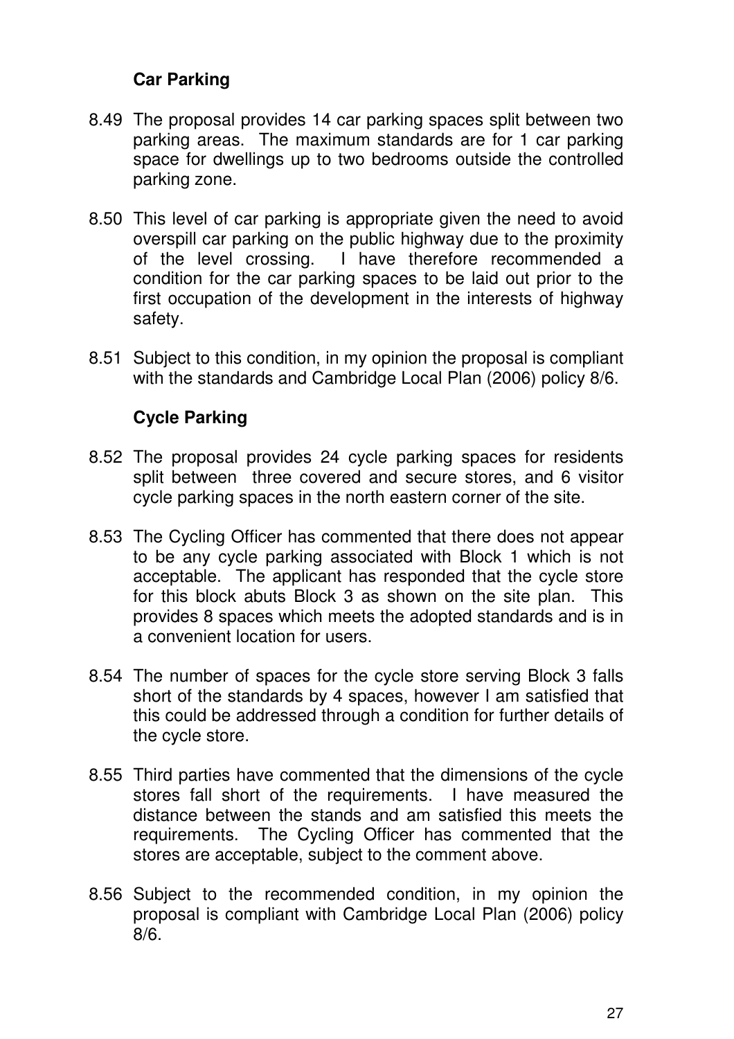**Car Parking**

8.49 The proposal provides 14 car parking spaces split between two parking areas. The maximum standards are for 1 car parking space for dwellings up to two bedrooms outside the controlled parking zone.

8.50 This level of car parking is appropriate given the need to avoid overspill car parking on the public highway due to the proximity of the level crossing. I have therefore recommended a condition for the car parking spaces to be laid out prior to the first occupation of the development in the interests of highway safety.

8.51 Subject to this condition, in my opinion the proposal is compliant with the standards and Cambridge Local Plan (2006) policy 8/6.

**Cycle Parking**

8.52 The proposal provides 24 cycle parking spaces for residents split between three covered and secure stores, and 6 visitor cycle parking spaces in the north eastern corner of the site.

8.53 The Cycling Officer has commented that there does not appear to be any cycle parking associated with Block 1 which is not acceptable. The applicant has responded that the cycle store for this block abuts Block 3 as shown on the site plan. This provides 8 spaces which meets the adopted standards and is in a convenient location for users.

8.54 The number of spaces for the cycle store serving Block 3 falls short of the standards by 4 spaces, however I am satisfied that this could be addressed through a condition for further details of the cycle store.

8.55 Third parties have commented that the dimensions of the cycle stores fall short of the requirements. I have measured the distance between the stands and am satisfied this meets the requirements. The Cycling Officer has commented that the stores are acceptable, subject to the comment above.

8.56 Subject to the recommended condition, in my opinion the proposal is compliant with Cambridge Local Plan (2006) policy 8/6.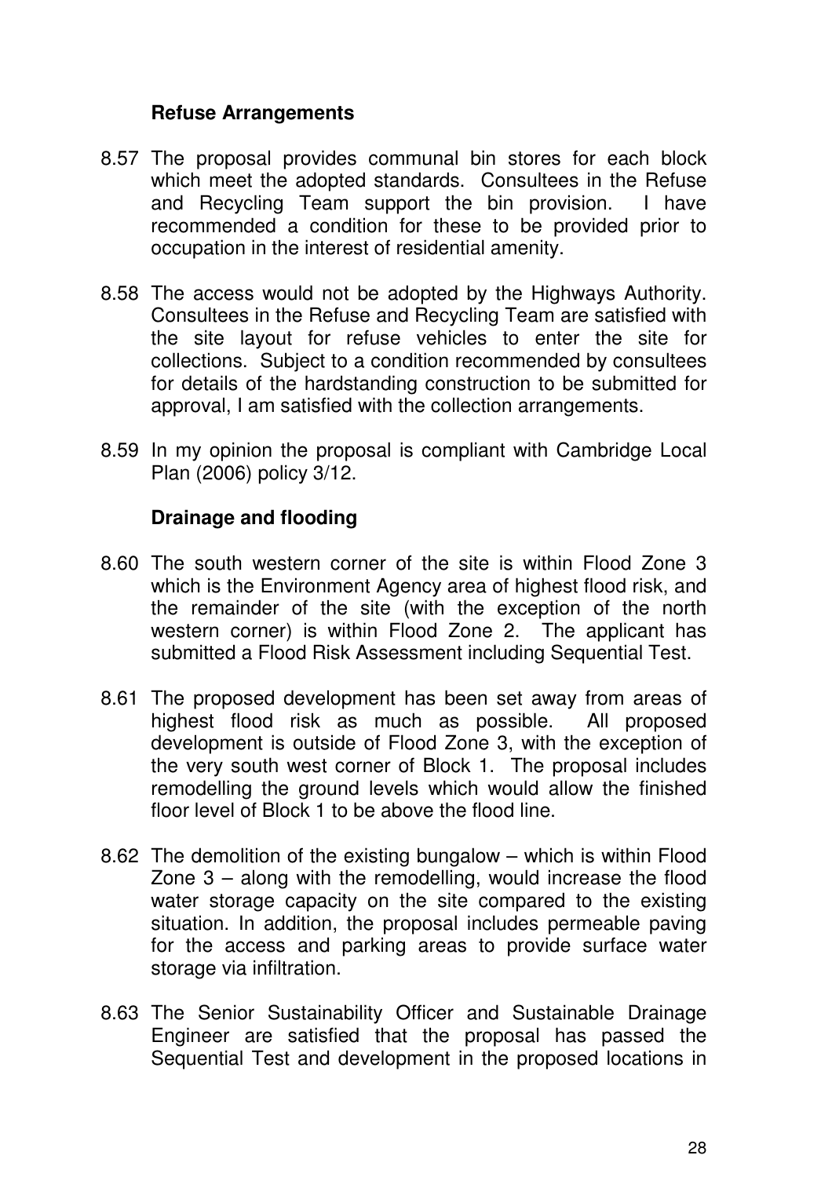### Refuse Arrangements

8.57 The proposal provides communal bin stores for each block which meet the adopted standards. Consultees in the Refuse and Recycling Team support the bin provision. I have recommended a condition for these to be provided prior to occupation in the interest of residential amenity.

8.58 The access would not be adopted by the Highways Authority. Consultees in the Refuse and Recycling Team are satisfied with the site layout for refuse vehicles to enter the site for collections. Subject to a condition recommended by consultees for details of the hardstanding construction to be submitted for approval, I am satisfied with the collection arrangements.

8.59 In my opinion the proposal is compliant with Cambridge Local Plan (2006) policy 3/12.

### Drainage and flooding

8.60 The south western corner of the site is within Flood Zone 3 which is the Environment Agency area of highest flood risk, and the remainder of the site (with the exception of the north western corner) is within Flood Zone 2. The applicant has submitted a Flood Risk Assessment including Sequential Test.

8.61 The proposed development has been set away from areas of highest flood risk as much as possible. All proposed development is outside of Flood Zone 3, with the exception of the very south west corner of Block 1. The proposal includes remodelling the ground levels which would allow the finished floor level of Block 1 to be above the flood line.

8.62 The demolition of the existing bungalow – which is within Flood Zone 3 – along with the remodelling, would increase the flood water storage capacity on the site compared to the existing situation. In addition, the proposal includes permeable paving for the access and parking areas to provide surface water storage via infiltration.

8.63 The Senior Sustainability Officer and Sustainable Drainage Engineer are satisfied that the proposal has passed the Sequential Test and development in the proposed locations in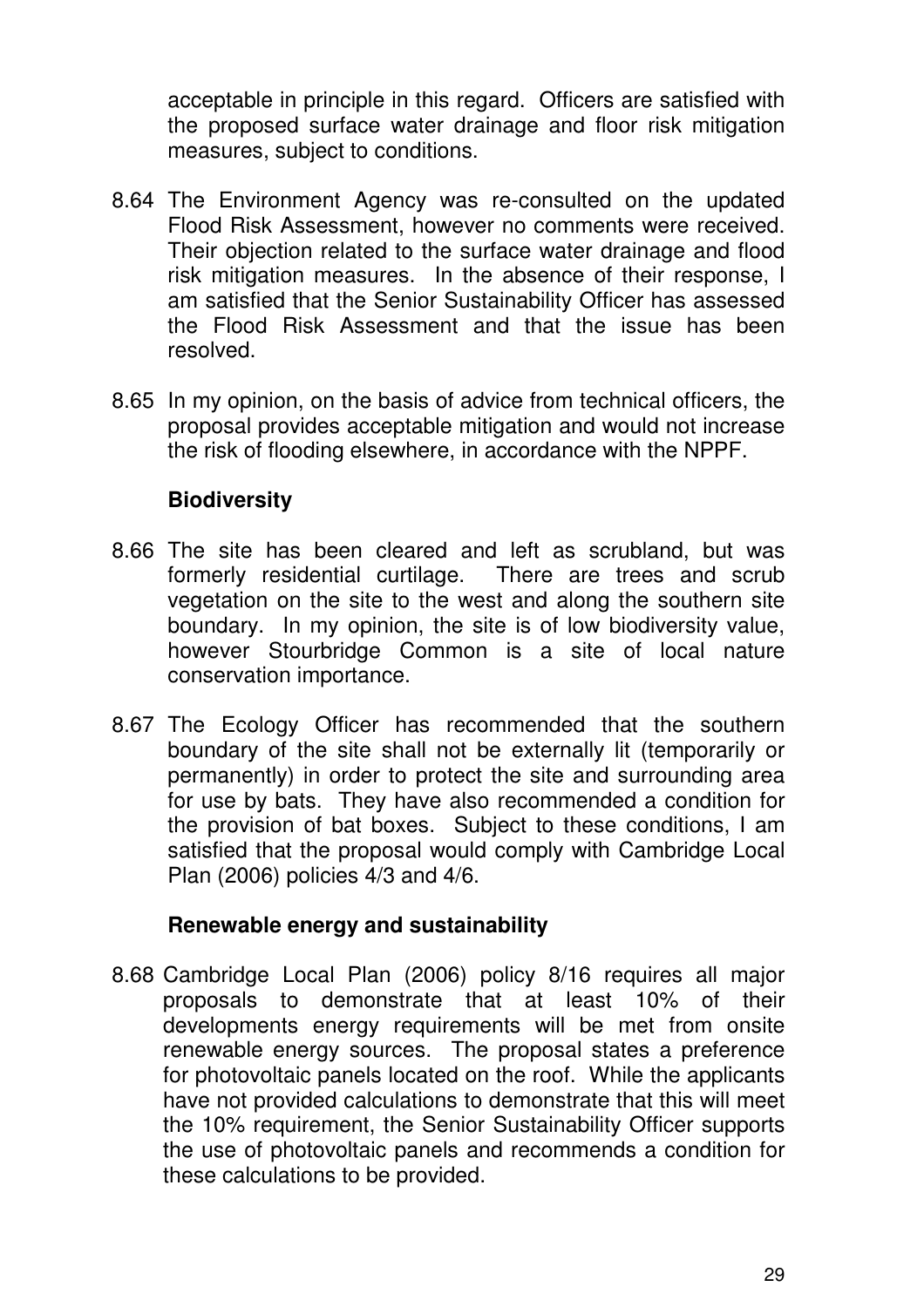acceptable in principle in this regard. Officers are satisfied with the proposed surface water drainage and floor risk mitigation measures, subject to conditions.

8.64 The Environment Agency was re-consulted on the updated Flood Risk Assessment, however no comments were received. Their objection related to the surface water drainage and flood risk mitigation measures. In the absence of their response, I am satisfied that the Senior Sustainability Officer has assessed the Flood Risk Assessment and that the issue has been resolved.

8.65 In my opinion, on the basis of advice from technical officers, the proposal provides acceptable mitigation and would not increase the risk of flooding elsewhere, in accordance with the NPPF.

**Biodiversity**

8.66 The site has been cleared and left as scrubland, but was formerly residential curtilage. There are trees and scrub vegetation on the site to the west and along the southern site boundary. In my opinion, the site is of low biodiversity value, however Stourbridge Common is a site of local nature conservation importance.

8.67 The Ecology Officer has recommended that the southern boundary of the site shall not be externally lit (temporarily or permanently) in order to protect the site and surrounding area for use by bats. They have also recommended a condition for the provision of bat boxes. Subject to these conditions, I am satisfied that the proposal would comply with Cambridge Local Plan (2006) policies 4/3 and 4/6.

**Renewable energy and sustainability**

8.68 Cambridge Local Plan (2006) policy 8/16 requires all major proposals to demonstrate that at least 10% of their developments energy requirements will be met from onsite renewable energy sources. The proposal states a preference for photovoltaic panels located on the roof. While the applicants have not provided calculations to demonstrate that this will meet the 10% requirement, the Senior Sustainability Officer supports the use of photovoltaic panels and recommends a condition for these calculations to be provided.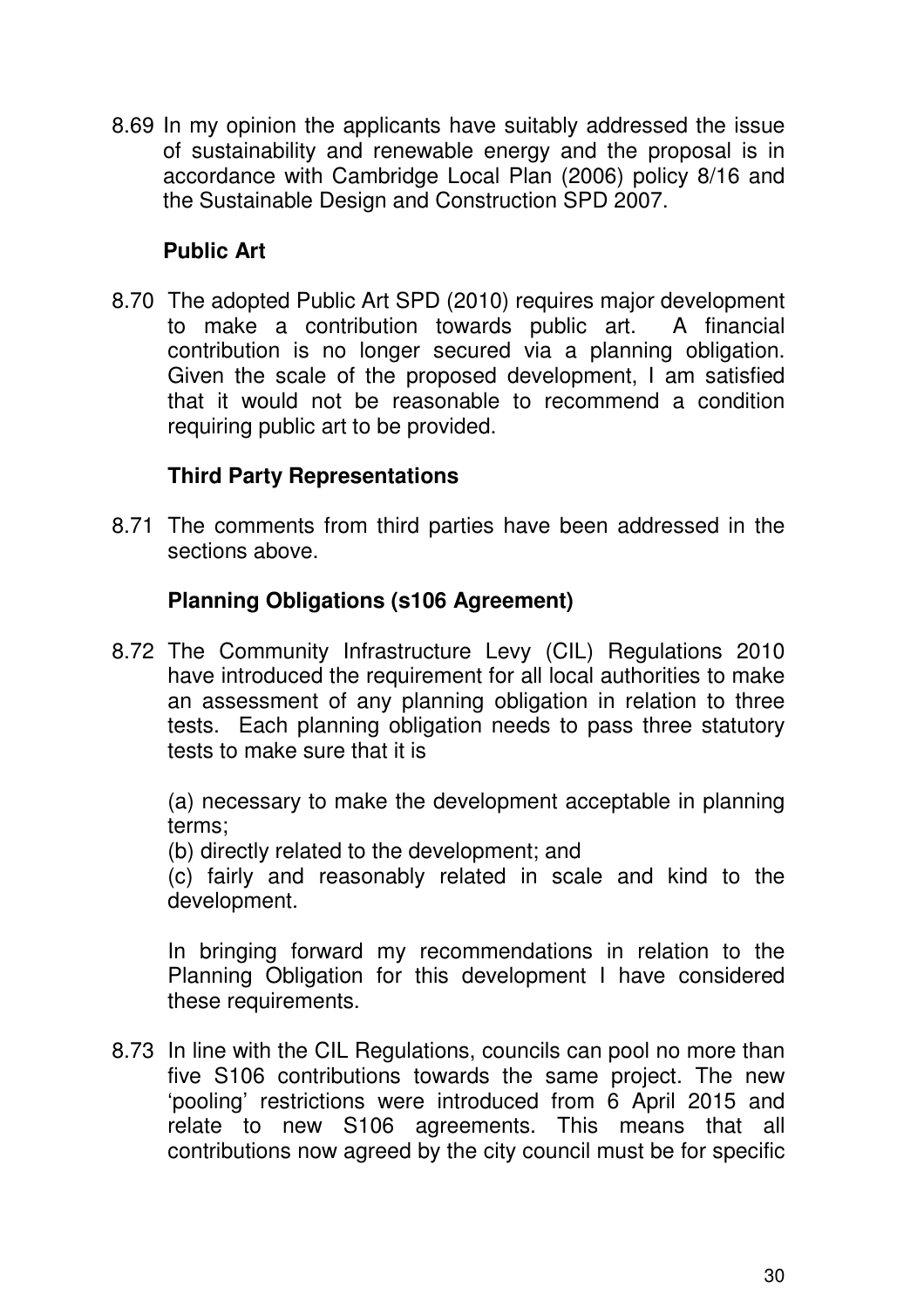8.69 In my opinion the applicants have suitably addressed the issue of sustainability and renewable energy and the proposal is in accordance with Cambridge Local Plan (2006) policy 8/16 and the Sustainable Design and Construction SPD 2007.

### Public Art

8.70 The adopted Public Art SPD (2010) requires major development to make a contribution towards public art. A financial contribution is no longer secured via a planning obligation. Given the scale of the proposed development, I am satisfied that it would not be reasonable to recommend a condition requiring public art to be provided.

### Third Party Representations

8.71 The comments from third parties have been addressed in the sections above.

### Planning Obligations (s106 Agreement)

8.72 The Community Infrastructure Levy (CIL) Regulations 2010 have introduced the requirement for all local authorities to make an assessment of any planning obligation in relation to three tests. Each planning obligation needs to pass three statutory tests to make sure that it is

(a) necessary to make the development acceptable in planning terms;
(b) directly related to the development; and
(c) fairly and reasonably related in scale and kind to the development.

In bringing forward my recommendations in relation to the Planning Obligation for this development I have considered these requirements.

8.73 In line with the CIL Regulations, councils can pool no more than five S106 contributions towards the same project. The new 'pooling' restrictions were introduced from 6 April 2015 and relate to new S106 agreements. This means that all contributions now agreed by the city council must be for specific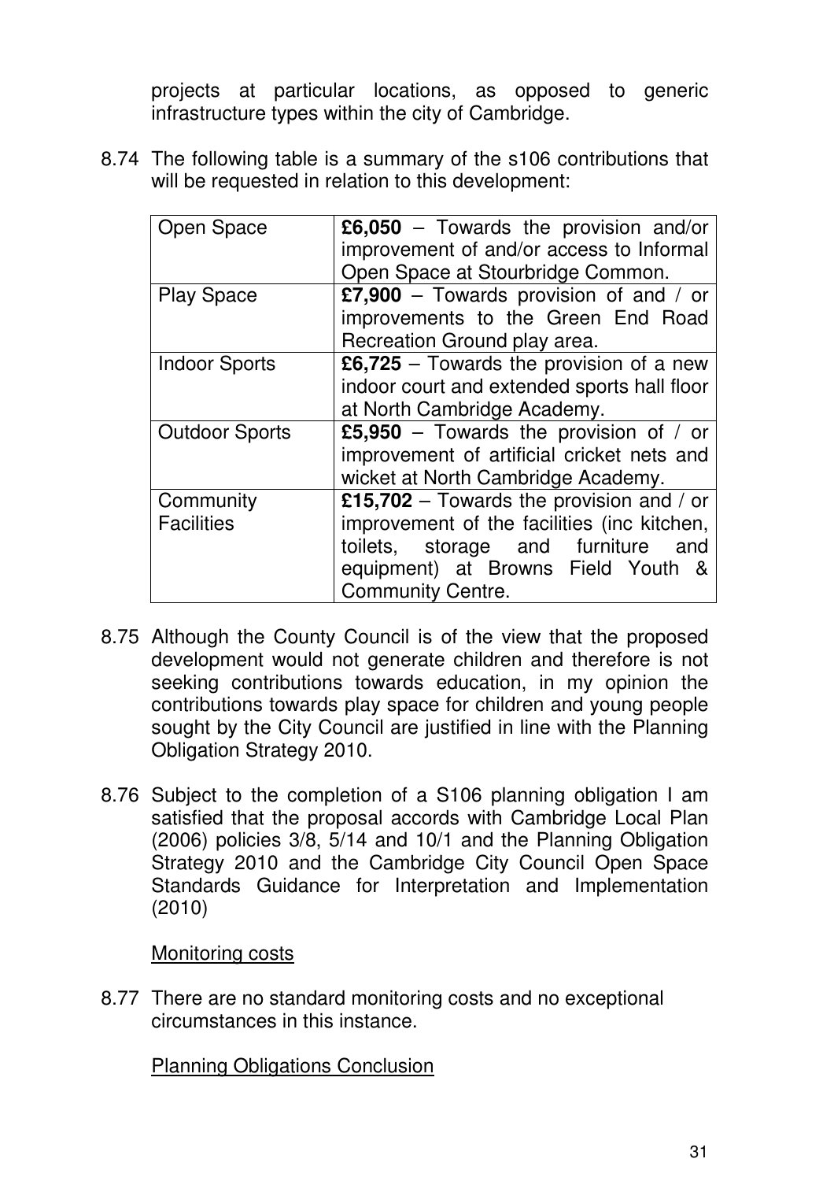projects at particular locations, as opposed to generic infrastructure types within the city of Cambridge.

8.74 The following table is a summary of the s106 contributions that will be requested in relation to this development:

| | |
|---|---|
| Open Space | **£6,050** – Towards the provision and/or improvement of and/or access to Informal Open Space at Stourbridge Common. |
| Play Space | **£7,900** – Towards provision of and / or improvements to the Green End Road Recreation Ground play area. |
| Indoor Sports | **£6,725** – Towards the provision of a new indoor court and extended sports hall floor at North Cambridge Academy. |
| Outdoor Sports | **£5,950** – Towards the provision of / or improvement of artificial cricket nets and wicket at North Cambridge Academy. |
| Community Facilities | **£15,702** – Towards the provision and / or improvement of the facilities (inc kitchen, toilets, storage and furniture and equipment) at Browns Field Youth & Community Centre. |

8.75 Although the County Council is of the view that the proposed development would not generate children and therefore is not seeking contributions towards education, in my opinion the contributions towards play space for children and young people sought by the City Council are justified in line with the Planning Obligation Strategy 2010.

8.76 Subject to the completion of a S106 planning obligation I am satisfied that the proposal accords with Cambridge Local Plan (2006) policies 3/8, 5/14 and 10/1 and the Planning Obligation Strategy 2010 and the Cambridge City Council Open Space Standards Guidance for Interpretation and Implementation (2010)

Monitoring costs

8.77 There are no standard monitoring costs and no exceptional circumstances in this instance.

Planning Obligations Conclusion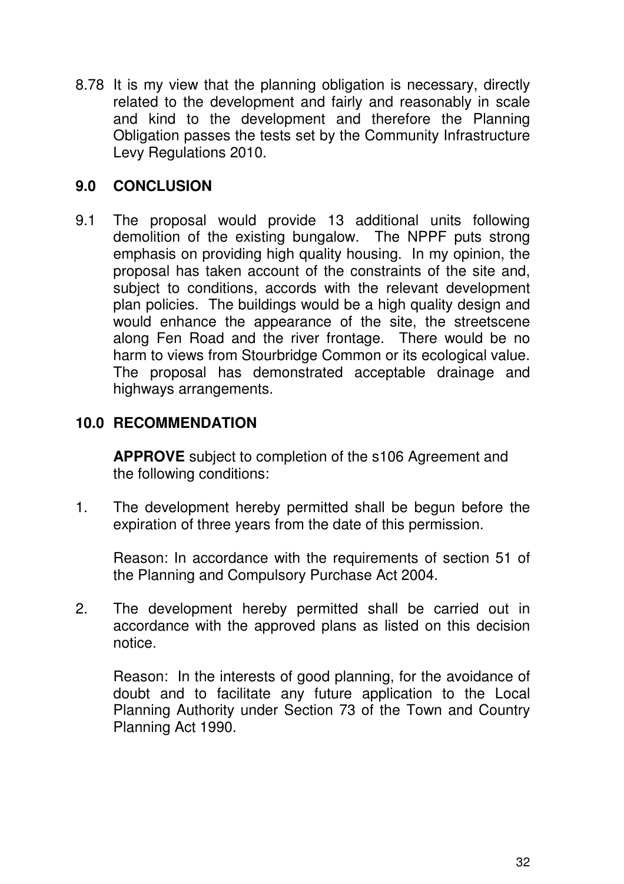8.78 It is my view that the planning obligation is necessary, directly related to the development and fairly and reasonably in scale and kind to the development and therefore the Planning Obligation passes the tests set by the Community Infrastructure Levy Regulations 2010.

## 9.0 CONCLUSION

9.1 The proposal would provide 13 additional units following demolition of the existing bungalow. The NPPF puts strong emphasis on providing high quality housing. In my opinion, the proposal has taken account of the constraints of the site and, subject to conditions, accords with the relevant development plan policies. The buildings would be a high quality design and would enhance the appearance of the site, the streetscene along Fen Road and the river frontage. There would be no harm to views from Stourbridge Common or its ecological value. The proposal has demonstrated acceptable drainage and highways arrangements.

## 10.0 RECOMMENDATION

**APPROVE** subject to completion of the s106 Agreement and the following conditions:

1. The development hereby permitted shall be begun before the expiration of three years from the date of this permission.

   Reason: In accordance with the requirements of section 51 of the Planning and Compulsory Purchase Act 2004.

2. The development hereby permitted shall be carried out in accordance with the approved plans as listed on this decision notice.

   Reason: In the interests of good planning, for the avoidance of doubt and to facilitate any future application to the Local Planning Authority under Section 73 of the Town and Country Planning Act 1990.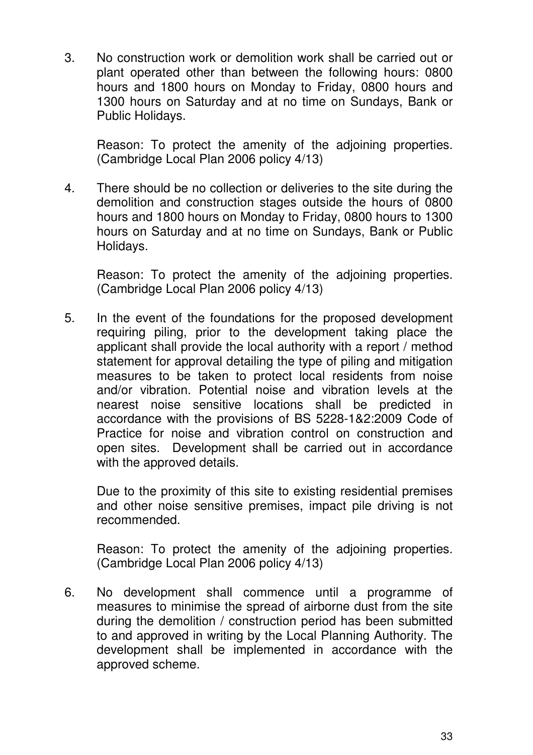3. No construction work or demolition work shall be carried out or plant operated other than between the following hours: 0800 hours and 1800 hours on Monday to Friday, 0800 hours and 1300 hours on Saturday and at no time on Sundays, Bank or Public Holidays.

   Reason: To protect the amenity of the adjoining properties. (Cambridge Local Plan 2006 policy 4/13)

4. There should be no collection or deliveries to the site during the demolition and construction stages outside the hours of 0800 hours and 1800 hours on Monday to Friday, 0800 hours to 1300 hours on Saturday and at no time on Sundays, Bank or Public Holidays.

   Reason: To protect the amenity of the adjoining properties. (Cambridge Local Plan 2006 policy 4/13)

5. In the event of the foundations for the proposed development requiring piling, prior to the development taking place the applicant shall provide the local authority with a report / method statement for approval detailing the type of piling and mitigation measures to be taken to protect local residents from noise and/or vibration. Potential noise and vibration levels at the nearest noise sensitive locations shall be predicted in accordance with the provisions of BS 5228-1&2:2009 Code of Practice for noise and vibration control on construction and open sites. Development shall be carried out in accordance with the approved details.

   Due to the proximity of this site to existing residential premises and other noise sensitive premises, impact pile driving is not recommended.

   Reason: To protect the amenity of the adjoining properties. (Cambridge Local Plan 2006 policy 4/13)

6. No development shall commence until a programme of measures to minimise the spread of airborne dust from the site during the demolition / construction period has been submitted to and approved in writing by the Local Planning Authority. The development shall be implemented in accordance with the approved scheme.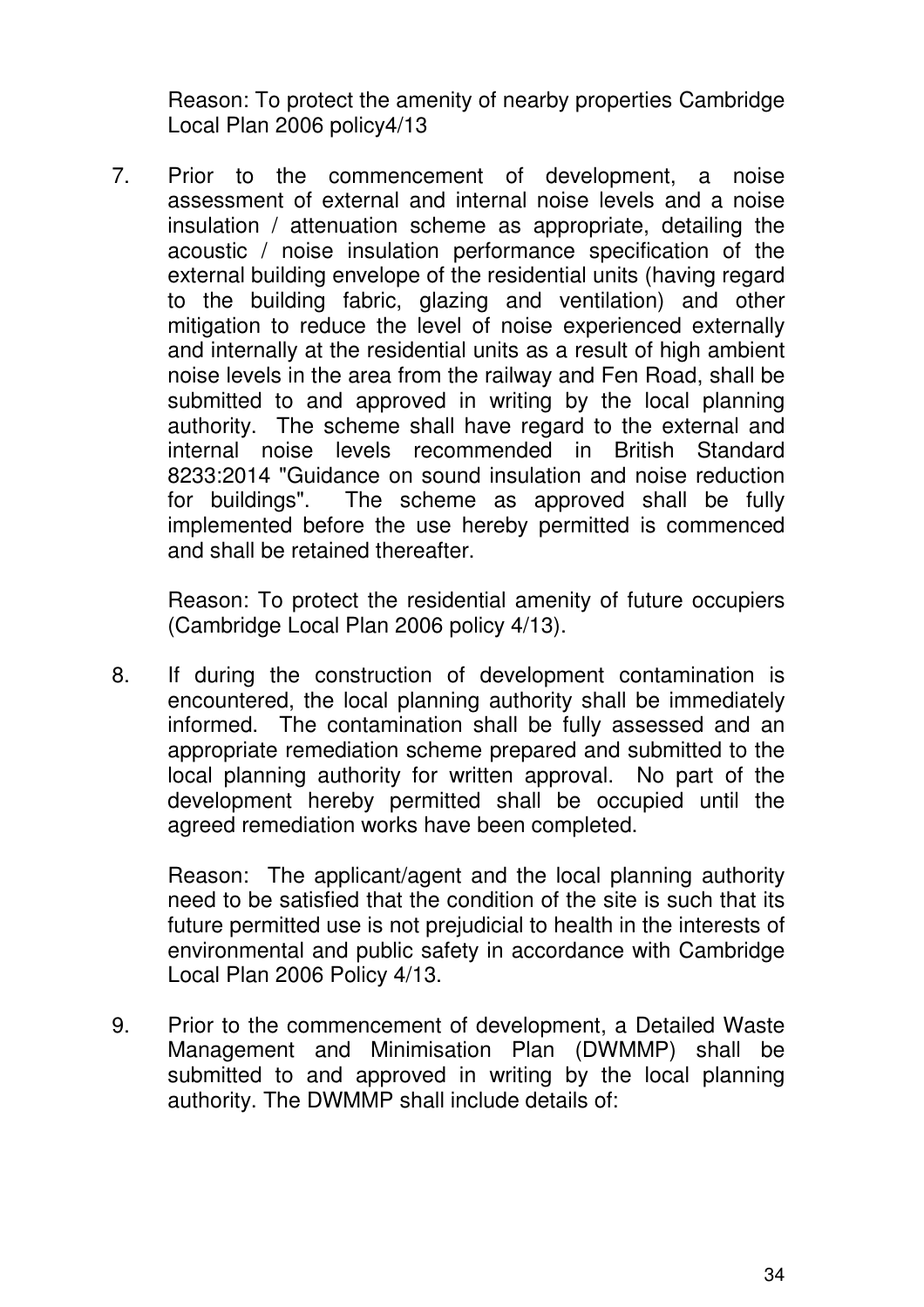Reason: To protect the amenity of nearby properties Cambridge Local Plan 2006 policy4/13

7. Prior to the commencement of development, a noise assessment of external and internal noise levels and a noise insulation / attenuation scheme as appropriate, detailing the acoustic / noise insulation performance specification of the external building envelope of the residential units (having regard to the building fabric, glazing and ventilation) and other mitigation to reduce the level of noise experienced externally and internally at the residential units as a result of high ambient noise levels in the area from the railway and Fen Road, shall be submitted to and approved in writing by the local planning authority. The scheme shall have regard to the external and internal noise levels recommended in British Standard 8233:2014 "Guidance on sound insulation and noise reduction for buildings". The scheme as approved shall be fully implemented before the use hereby permitted is commenced and shall be retained thereafter.

   Reason: To protect the residential amenity of future occupiers (Cambridge Local Plan 2006 policy 4/13).

8. If during the construction of development contamination is encountered, the local planning authority shall be immediately informed. The contamination shall be fully assessed and an appropriate remediation scheme prepared and submitted to the local planning authority for written approval. No part of the development hereby permitted shall be occupied until the agreed remediation works have been completed.

   Reason: The applicant/agent and the local planning authority need to be satisfied that the condition of the site is such that its future permitted use is not prejudicial to health in the interests of environmental and public safety in accordance with Cambridge Local Plan 2006 Policy 4/13.

9. Prior to the commencement of development, a Detailed Waste Management and Minimisation Plan (DWMMP) shall be submitted to and approved in writing by the local planning authority. The DWMMP shall include details of: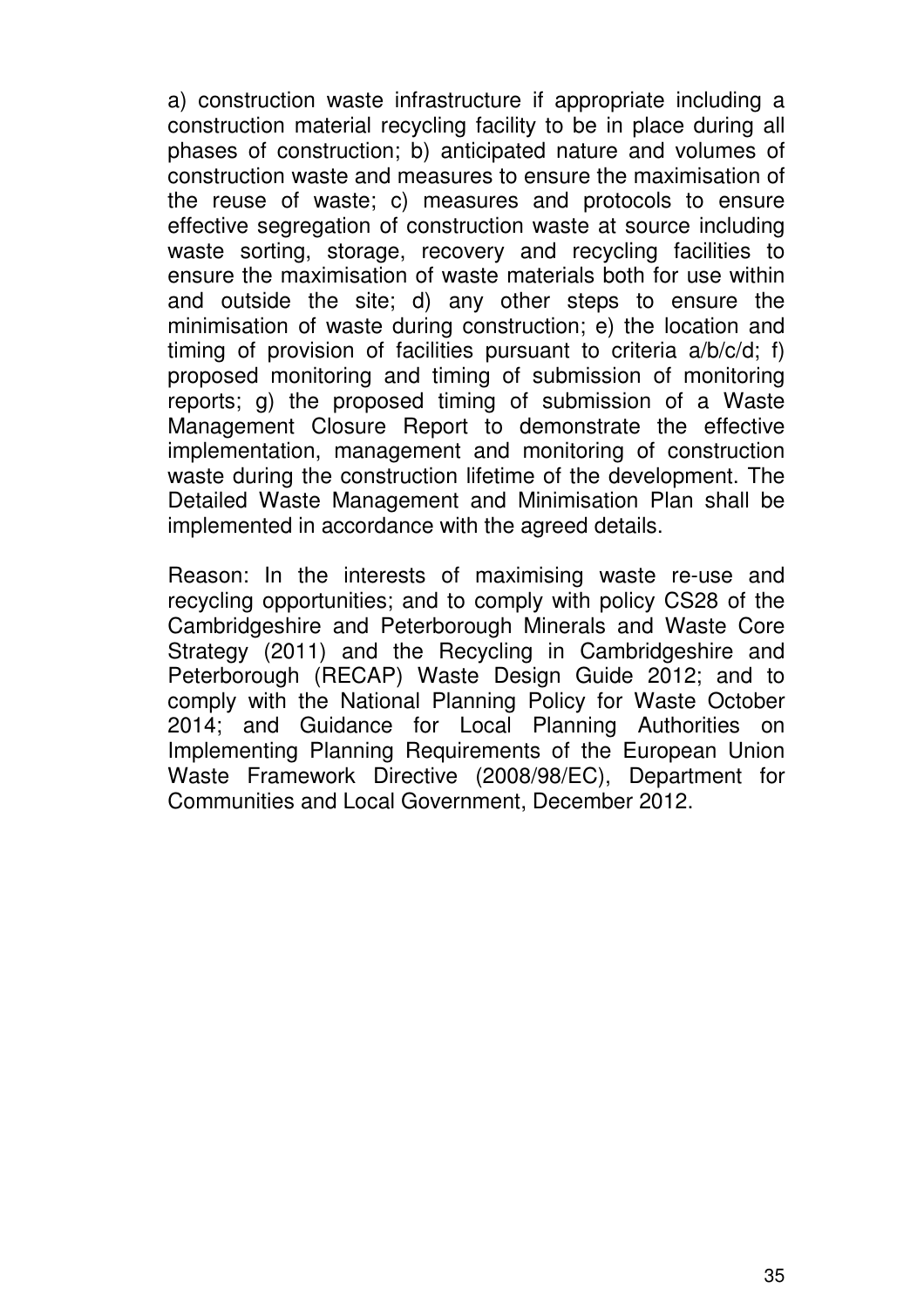a) construction waste infrastructure if appropriate including a construction material recycling facility to be in place during all phases of construction; b) anticipated nature and volumes of construction waste and measures to ensure the maximisation of the reuse of waste; c) measures and protocols to ensure effective segregation of construction waste at source including waste sorting, storage, recovery and recycling facilities to ensure the maximisation of waste materials both for use within and outside the site; d) any other steps to ensure the minimisation of waste during construction; e) the location and timing of provision of facilities pursuant to criteria a/b/c/d; f) proposed monitoring and timing of submission of monitoring reports; g) the proposed timing of submission of a Waste Management Closure Report to demonstrate the effective implementation, management and monitoring of construction waste during the construction lifetime of the development. The Detailed Waste Management and Minimisation Plan shall be implemented in accordance with the agreed details.

Reason: In the interests of maximising waste re-use and recycling opportunities; and to comply with policy CS28 of the Cambridgeshire and Peterborough Minerals and Waste Core Strategy (2011) and the Recycling in Cambridgeshire and Peterborough (RECAP) Waste Design Guide 2012; and to comply with the National Planning Policy for Waste October 2014; and Guidance for Local Planning Authorities on Implementing Planning Requirements of the European Union Waste Framework Directive (2008/98/EC), Department for Communities and Local Government, December 2012.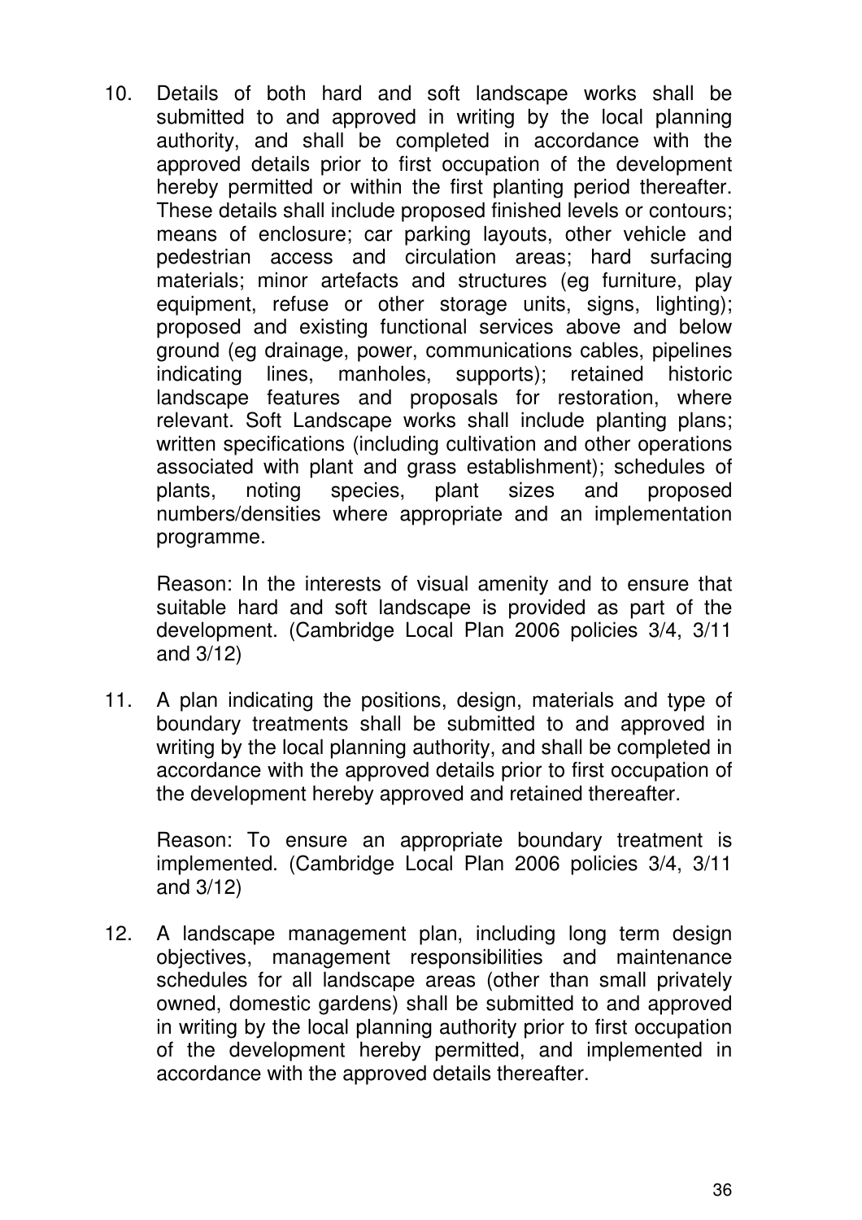10. Details of both hard and soft landscape works shall be submitted to and approved in writing by the local planning authority, and shall be completed in accordance with the approved details prior to first occupation of the development hereby permitted or within the first planting period thereafter. These details shall include proposed finished levels or contours; means of enclosure; car parking layouts, other vehicle and pedestrian access and circulation areas; hard surfacing materials; minor artefacts and structures (eg furniture, play equipment, refuse or other storage units, signs, lighting); proposed and existing functional services above and below ground (eg drainage, power, communications cables, pipelines indicating lines, manholes, supports); retained historic landscape features and proposals for restoration, where relevant. Soft Landscape works shall include planting plans; written specifications (including cultivation and other operations associated with plant and grass establishment); schedules of plants, noting species, plant sizes and proposed numbers/densities where appropriate and an implementation programme.

    Reason: In the interests of visual amenity and to ensure that suitable hard and soft landscape is provided as part of the development. (Cambridge Local Plan 2006 policies 3/4, 3/11 and 3/12)

11. A plan indicating the positions, design, materials and type of boundary treatments shall be submitted to and approved in writing by the local planning authority, and shall be completed in accordance with the approved details prior to first occupation of the development hereby approved and retained thereafter.

    Reason: To ensure an appropriate boundary treatment is implemented. (Cambridge Local Plan 2006 policies 3/4, 3/11 and 3/12)

12. A landscape management plan, including long term design objectives, management responsibilities and maintenance schedules for all landscape areas (other than small privately owned, domestic gardens) shall be submitted to and approved in writing by the local planning authority prior to first occupation of the development hereby permitted, and implemented in accordance with the approved details thereafter.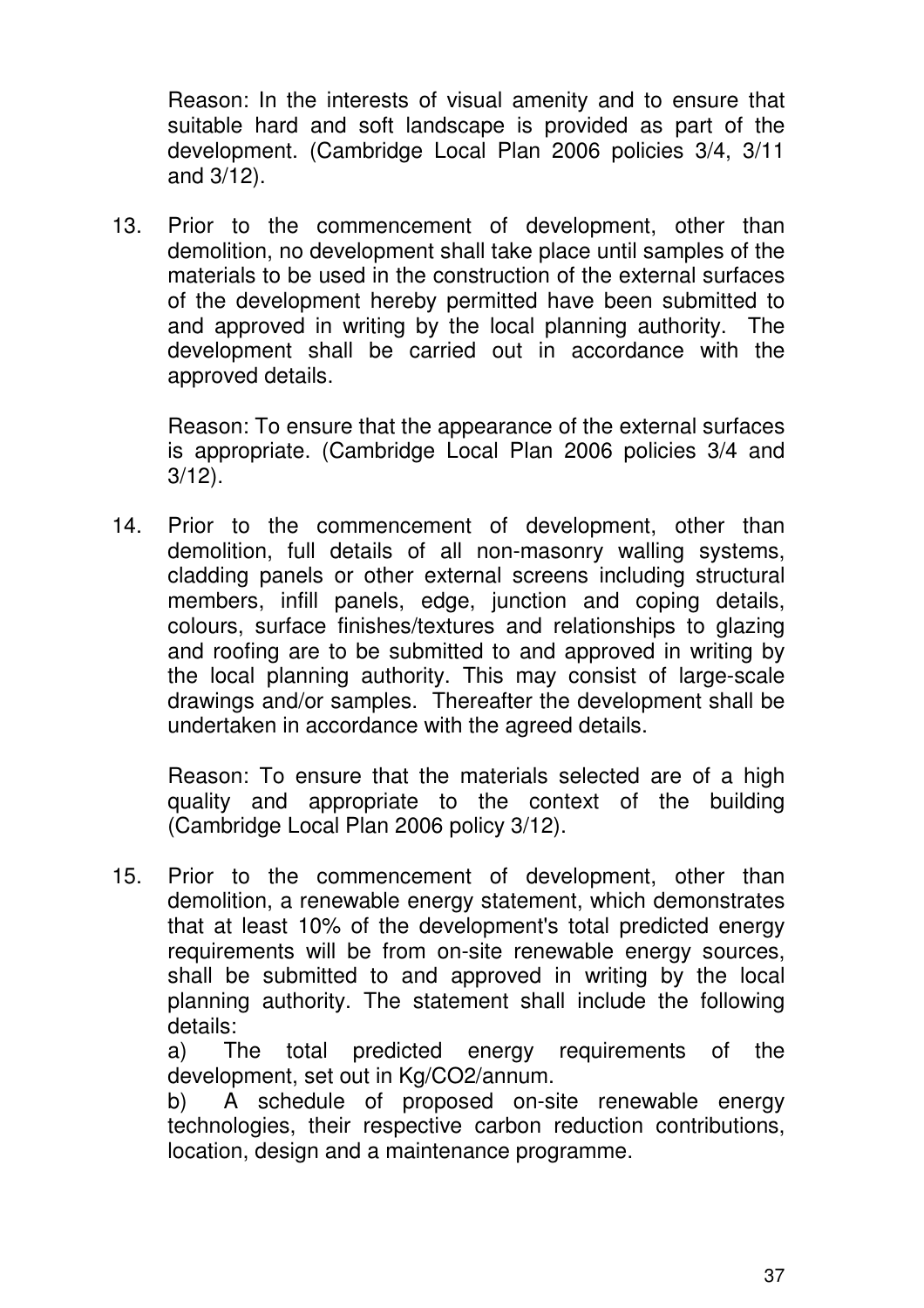Reason: In the interests of visual amenity and to ensure that suitable hard and soft landscape is provided as part of the development. (Cambridge Local Plan 2006 policies 3/4, 3/11 and 3/12).

13. Prior to the commencement of development, other than demolition, no development shall take place until samples of the materials to be used in the construction of the external surfaces of the development hereby permitted have been submitted to and approved in writing by the local planning authority. The development shall be carried out in accordance with the approved details.

    Reason: To ensure that the appearance of the external surfaces is appropriate. (Cambridge Local Plan 2006 policies 3/4 and 3/12).

14. Prior to the commencement of development, other than demolition, full details of all non-masonry walling systems, cladding panels or other external screens including structural members, infill panels, edge, junction and coping details, colours, surface finishes/textures and relationships to glazing and roofing are to be submitted to and approved in writing by the local planning authority. This may consist of large-scale drawings and/or samples. Thereafter the development shall be undertaken in accordance with the agreed details.

    Reason: To ensure that the materials selected are of a high quality and appropriate to the context of the building (Cambridge Local Plan 2006 policy 3/12).

15. Prior to the commencement of development, other than demolition, a renewable energy statement, which demonstrates that at least 10% of the development's total predicted energy requirements will be from on-site renewable energy sources, shall be submitted to and approved in writing by the local planning authority. The statement shall include the following details:

    a) The total predicted energy requirements of the development, set out in Kg/CO2/annum.

    b) A schedule of proposed on-site renewable energy technologies, their respective carbon reduction contributions, location, design and a maintenance programme.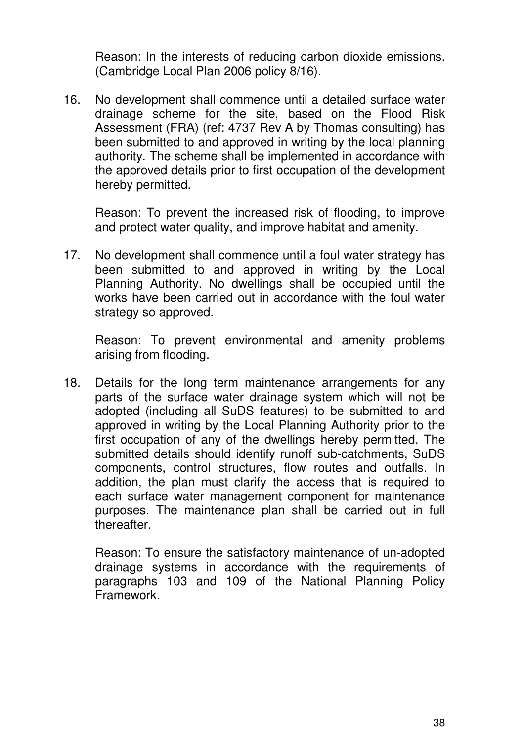Reason: In the interests of reducing carbon dioxide emissions. (Cambridge Local Plan 2006 policy 8/16).

16. No development shall commence until a detailed surface water drainage scheme for the site, based on the Flood Risk Assessment (FRA) (ref: 4737 Rev A by Thomas consulting) has been submitted to and approved in writing by the local planning authority. The scheme shall be implemented in accordance with the approved details prior to first occupation of the development hereby permitted.

    Reason: To prevent the increased risk of flooding, to improve and protect water quality, and improve habitat and amenity.

17. No development shall commence until a foul water strategy has been submitted to and approved in writing by the Local Planning Authority. No dwellings shall be occupied until the works have been carried out in accordance with the foul water strategy so approved.

    Reason: To prevent environmental and amenity problems arising from flooding.

18. Details for the long term maintenance arrangements for any parts of the surface water drainage system which will not be adopted (including all SuDS features) to be submitted to and approved in writing by the Local Planning Authority prior to the first occupation of any of the dwellings hereby permitted. The submitted details should identify runoff sub-catchments, SuDS components, control structures, flow routes and outfalls. In addition, the plan must clarify the access that is required to each surface water management component for maintenance purposes. The maintenance plan shall be carried out in full thereafter.

    Reason: To ensure the satisfactory maintenance of un-adopted drainage systems in accordance with the requirements of paragraphs 103 and 109 of the National Planning Policy Framework.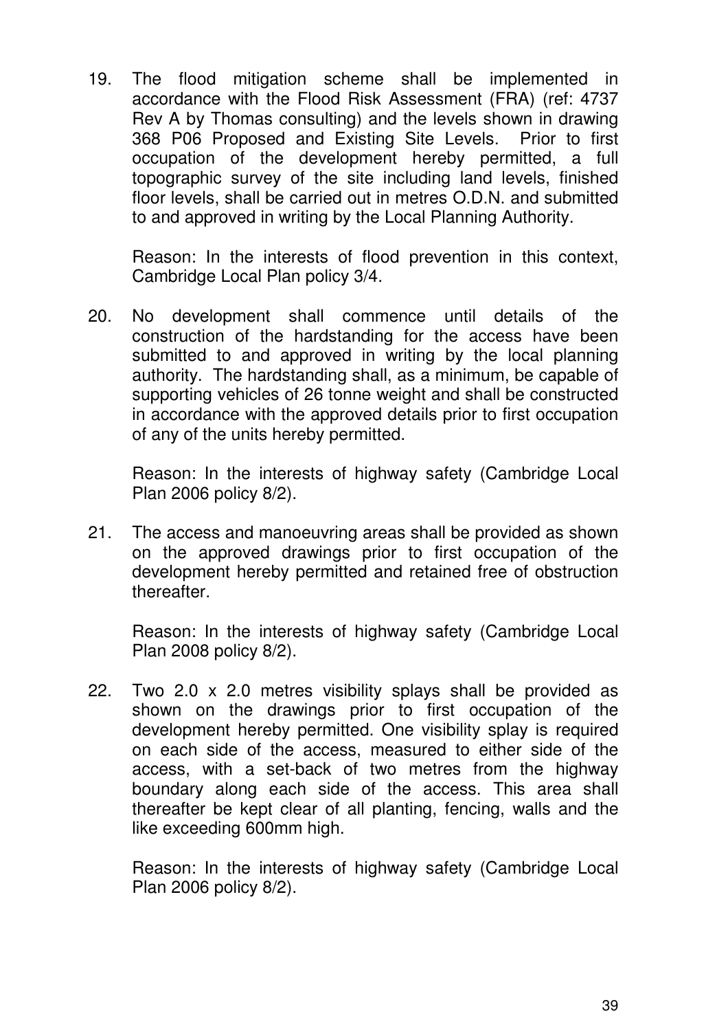19. The flood mitigation scheme shall be implemented in accordance with the Flood Risk Assessment (FRA) (ref: 4737 Rev A by Thomas consulting) and the levels shown in drawing 368 P06 Proposed and Existing Site Levels. Prior to first occupation of the development hereby permitted, a full topographic survey of the site including land levels, finished floor levels, shall be carried out in metres O.D.N. and submitted to and approved in writing by the Local Planning Authority.

    Reason: In the interests of flood prevention in this context, Cambridge Local Plan policy 3/4.

20. No development shall commence until details of the construction of the hardstanding for the access have been submitted to and approved in writing by the local planning authority. The hardstanding shall, as a minimum, be capable of supporting vehicles of 26 tonne weight and shall be constructed in accordance with the approved details prior to first occupation of any of the units hereby permitted.

    Reason: In the interests of highway safety (Cambridge Local Plan 2006 policy 8/2).

21. The access and manoeuvring areas shall be provided as shown on the approved drawings prior to first occupation of the development hereby permitted and retained free of obstruction thereafter.

    Reason: In the interests of highway safety (Cambridge Local Plan 2008 policy 8/2).

22. Two 2.0 x 2.0 metres visibility splays shall be provided as shown on the drawings prior to first occupation of the development hereby permitted. One visibility splay is required on each side of the access, measured to either side of the access, with a set-back of two metres from the highway boundary along each side of the access. This area shall thereafter be kept clear of all planting, fencing, walls and the like exceeding 600mm high.

    Reason: In the interests of highway safety (Cambridge Local Plan 2006 policy 8/2).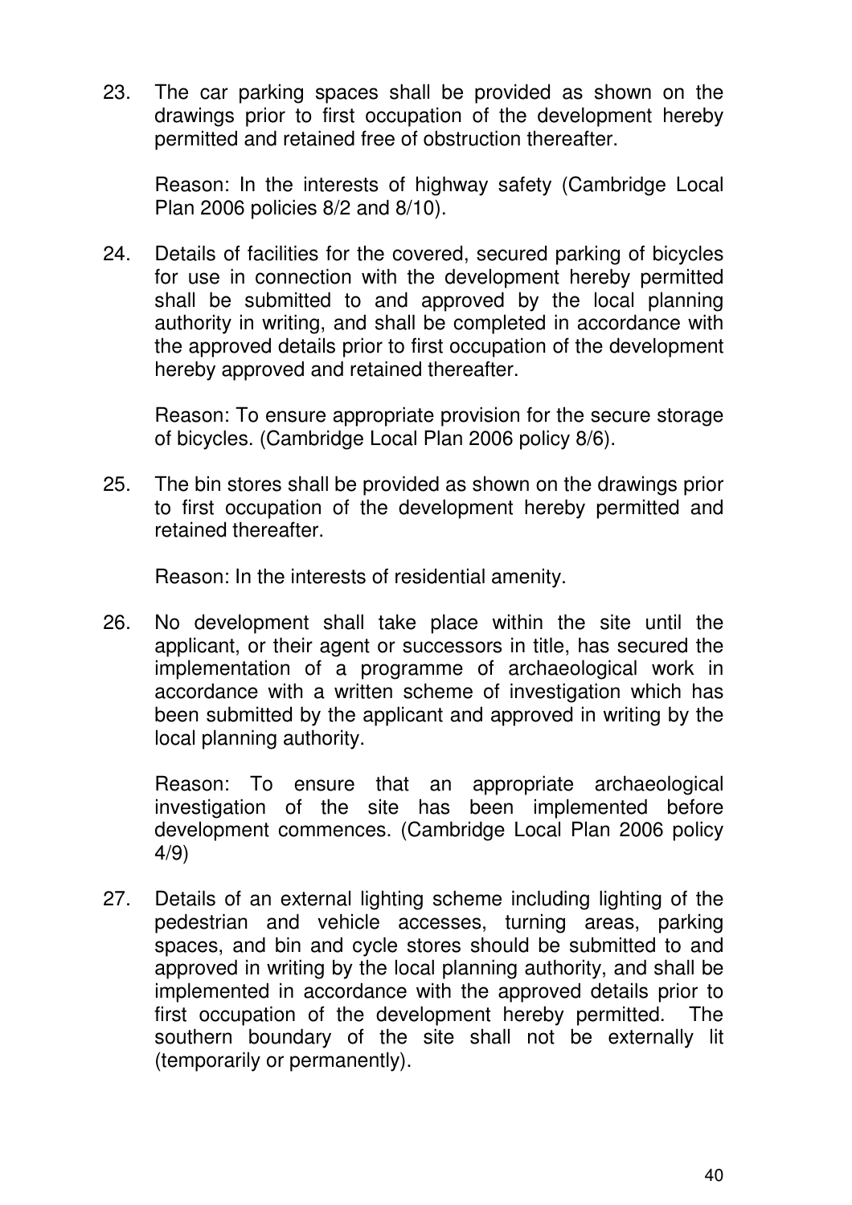23. The car parking spaces shall be provided as shown on the drawings prior to first occupation of the development hereby permitted and retained free of obstruction thereafter.

    Reason: In the interests of highway safety (Cambridge Local Plan 2006 policies 8/2 and 8/10).

24. Details of facilities for the covered, secured parking of bicycles for use in connection with the development hereby permitted shall be submitted to and approved by the local planning authority in writing, and shall be completed in accordance with the approved details prior to first occupation of the development hereby approved and retained thereafter.

    Reason: To ensure appropriate provision for the secure storage of bicycles. (Cambridge Local Plan 2006 policy 8/6).

25. The bin stores shall be provided as shown on the drawings prior to first occupation of the development hereby permitted and retained thereafter.

    Reason: In the interests of residential amenity.

26. No development shall take place within the site until the applicant, or their agent or successors in title, has secured the implementation of a programme of archaeological work in accordance with a written scheme of investigation which has been submitted by the applicant and approved in writing by the local planning authority.

    Reason: To ensure that an appropriate archaeological investigation of the site has been implemented before development commences. (Cambridge Local Plan 2006 policy 4/9)

27. Details of an external lighting scheme including lighting of the pedestrian and vehicle accesses, turning areas, parking spaces, and bin and cycle stores should be submitted to and approved in writing by the local planning authority, and shall be implemented in accordance with the approved details prior to first occupation of the development hereby permitted. The southern boundary of the site shall not be externally lit (temporarily or permanently).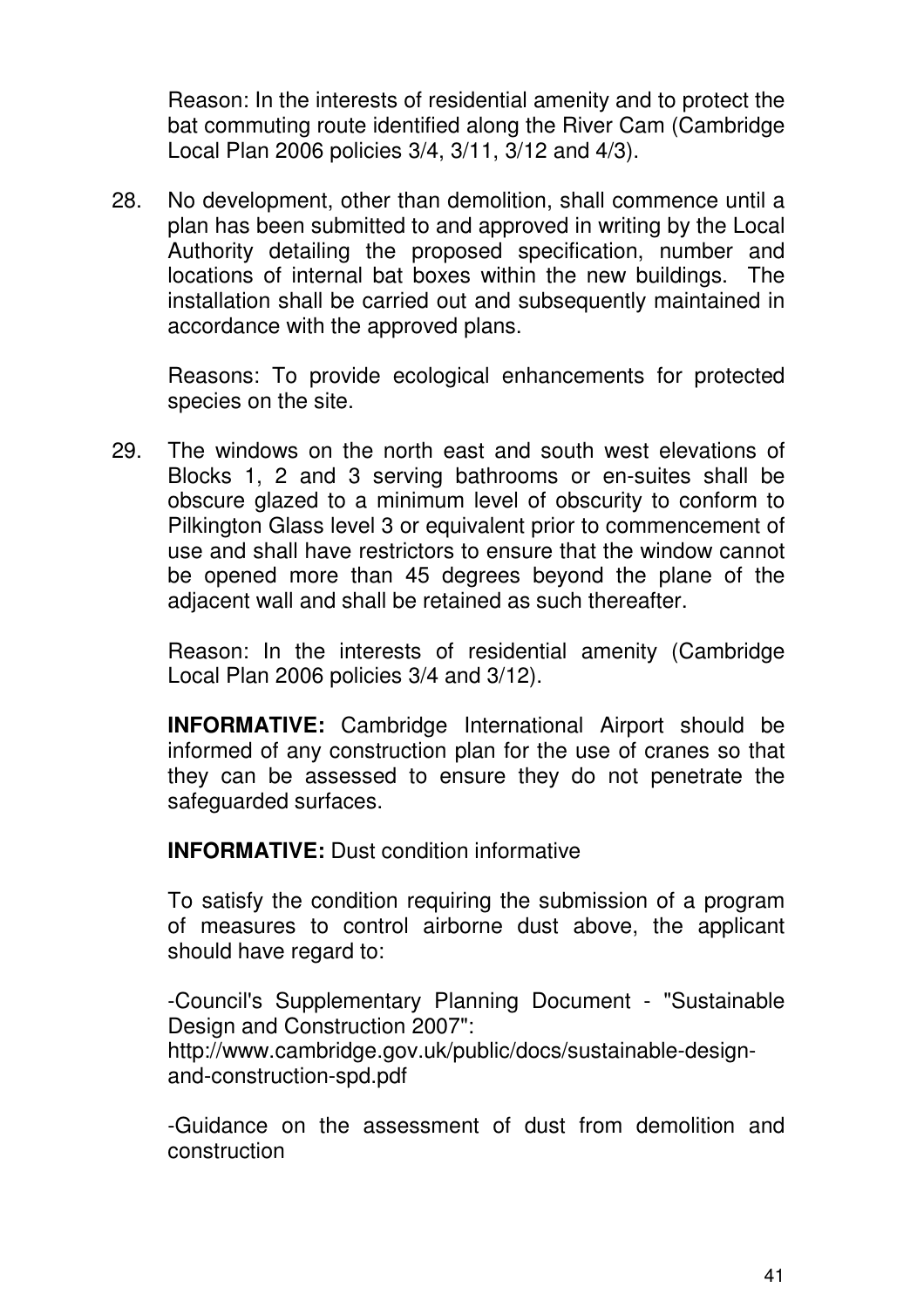Reason: In the interests of residential amenity and to protect the bat commuting route identified along the River Cam (Cambridge Local Plan 2006 policies 3/4, 3/11, 3/12 and 4/3).

28. No development, other than demolition, shall commence until a plan has been submitted to and approved in writing by the Local Authority detailing the proposed specification, number and locations of internal bat boxes within the new buildings. The installation shall be carried out and subsequently maintained in accordance with the approved plans.

    Reasons: To provide ecological enhancements for protected species on the site.

29. The windows on the north east and south west elevations of Blocks 1, 2 and 3 serving bathrooms or en-suites shall be obscure glazed to a minimum level of obscurity to conform to Pilkington Glass level 3 or equivalent prior to commencement of use and shall have restrictors to ensure that the window cannot be opened more than 45 degrees beyond the plane of the adjacent wall and shall be retained as such thereafter.

    Reason: In the interests of residential amenity (Cambridge Local Plan 2006 policies 3/4 and 3/12).

    **INFORMATIVE:** Cambridge International Airport should be informed of any construction plan for the use of cranes so that they can be assessed to ensure they do not penetrate the safeguarded surfaces.

    **INFORMATIVE:** Dust condition informative

    To satisfy the condition requiring the submission of a program of measures to control airborne dust above, the applicant should have regard to:

    -Council's Supplementary Planning Document - "Sustainable Design and Construction 2007":
    http://www.cambridge.gov.uk/public/docs/sustainable-design-and-construction-spd.pdf

    -Guidance on the assessment of dust from demolition and construction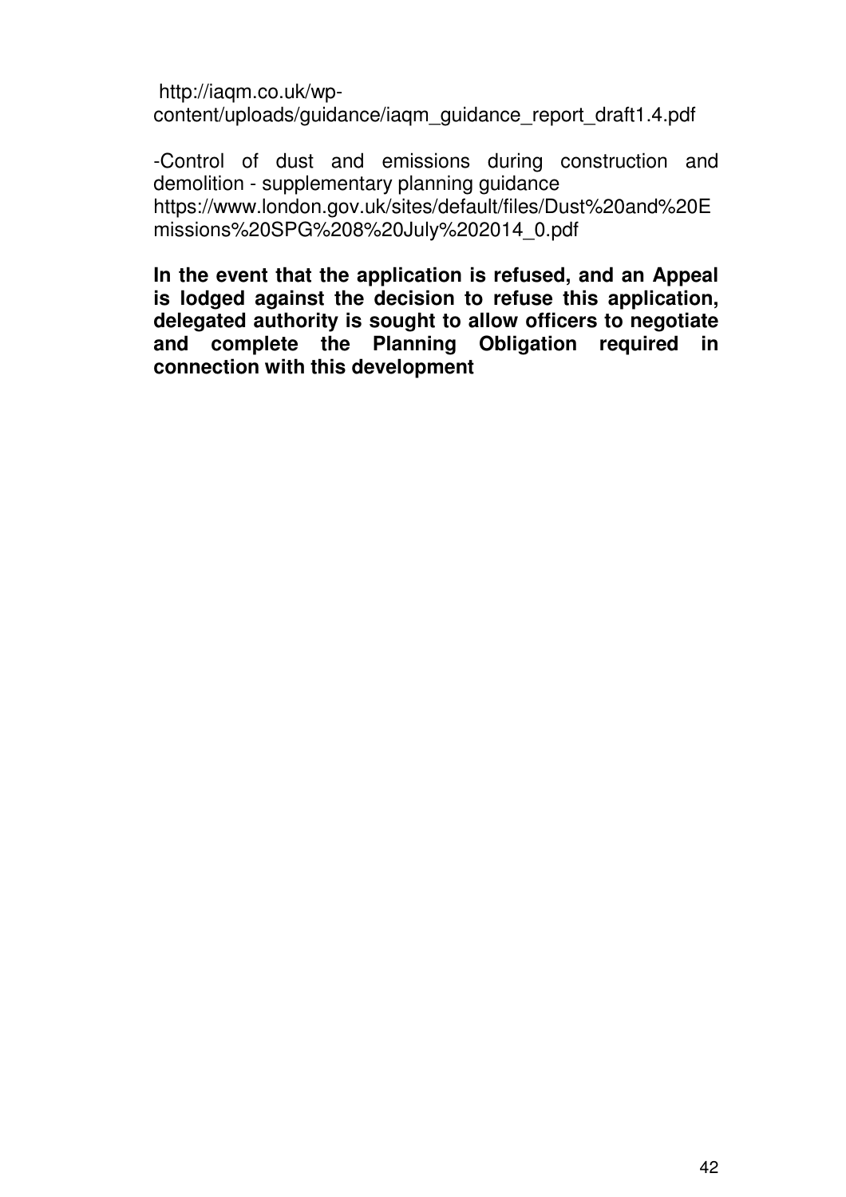http://iaqm.co.uk/wp-content/uploads/guidance/iaqm_guidance_report_draft1.4.pdf

-Control of dust and emissions during construction and demolition - supplementary planning guidance https://www.london.gov.uk/sites/default/files/Dust%20and%20Emissions%20SPG%208%20July%202014_0.pdf

**In the event that the application is refused, and an Appeal is lodged against the decision to refuse this application, delegated authority is sought to allow officers to negotiate and complete the Planning Obligation required in connection with this development**